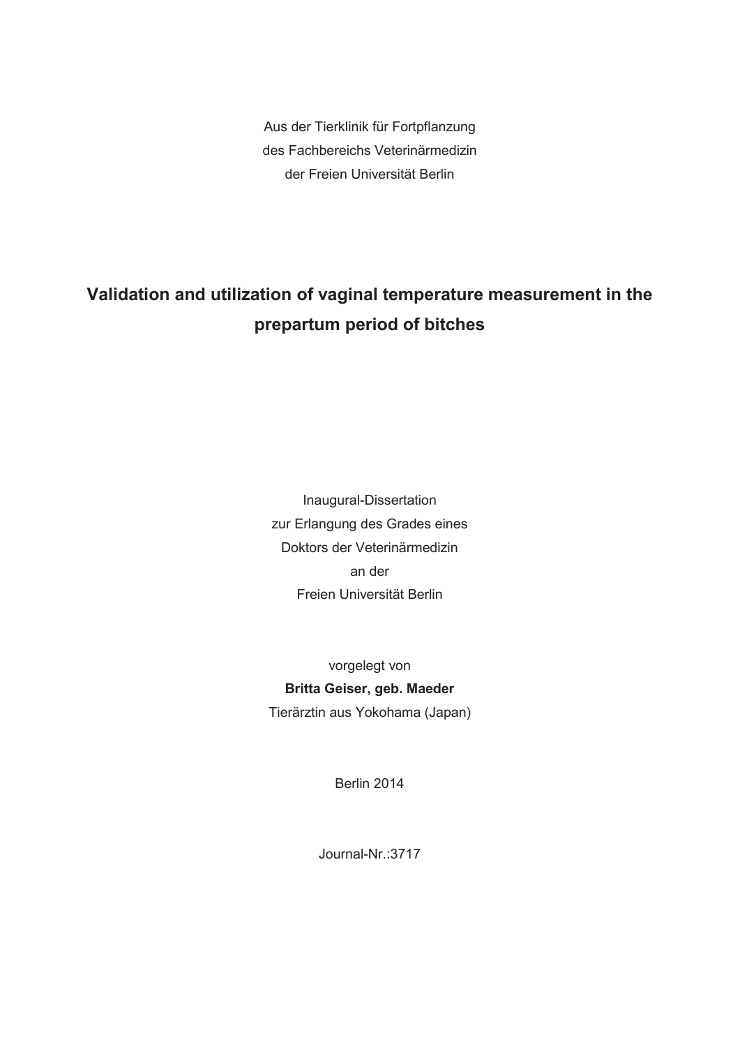Aus der Tierklinik für Fortpflanzung
des Fachbereichs Veterinärmedizin
der Freien Universität Berlin

# Validation and utilization of vaginal temperature measurement in the prepartum period of bitches

Inaugural-Dissertation
zur Erlangung des Grades eines
Doktors der Veterinärmedizin
an der
Freien Universität Berlin

vorgelegt von
**Britta Geiser, geb. Maeder**
Tierärztin aus Yokohama (Japan)

Berlin 2014

Journal-Nr.:3717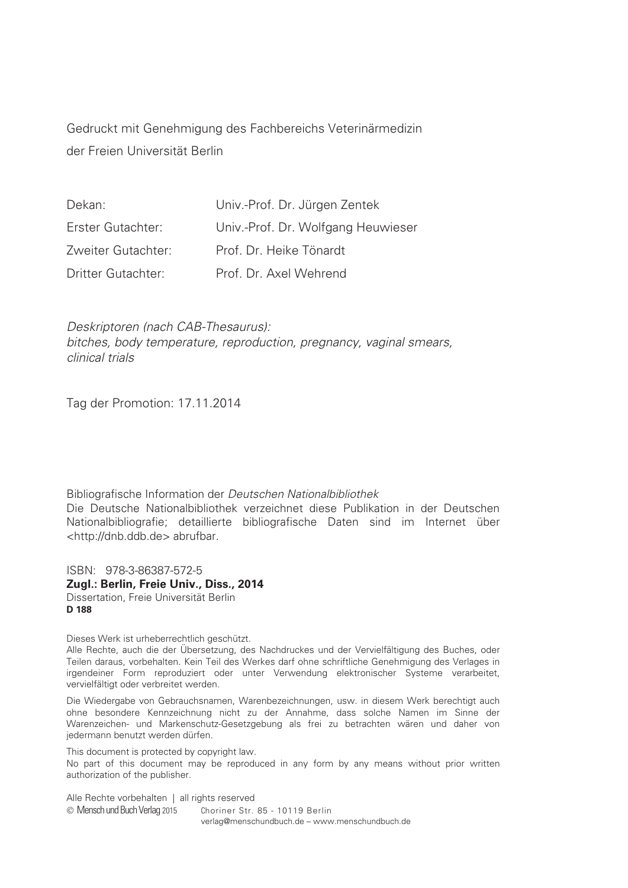Gedruckt mit Genehmigung des Fachbereichs Veterinärmedizin
der Freien Universität Berlin

| | |
|---|---|
| Dekan: | Univ.-Prof. Dr. Jürgen Zentek |
| Erster Gutachter: | Univ.-Prof. Dr. Wolfgang Heuwieser |
| Zweiter Gutachter: | Prof. Dr. Heike Tönardt |
| Dritter Gutachter: | Prof. Dr. Axel Wehrend |

*Deskriptoren (nach CAB-Thesaurus):*
*bitches, body temperature, reproduction, pregnancy, vaginal smears, clinical trials*

Tag der Promotion: 17.11.2014

Bibliografische Information der *Deutschen Nationalbibliothek*
Die Deutsche Nationalbibliothek verzeichnet diese Publikation in der Deutschen Nationalbibliografie; detaillierte bibliografische Daten sind im Internet über <http://dnb.ddb.de> abrufbar.

ISBN: 978-3-86387-572-5
**Zugl.: Berlin, Freie Univ., Diss., 2014**
Dissertation, Freie Universität Berlin
**D 188**

Dieses Werk ist urheberrechtlich geschützt.
Alle Rechte, auch die der Übersetzung, des Nachdruckes und der Vervielfältigung des Buches, oder Teilen daraus, vorbehalten. Kein Teil des Werkes darf ohne schriftliche Genehmigung des Verlages in irgendeiner Form reproduziert oder unter Verwendung elektronischer Systeme verarbeitet, vervielfältigt oder verbreitet werden.

Die Wiedergabe von Gebrauchsnamen, Warenbezeichnungen, usw. in diesem Werk berechtigt auch ohne besondere Kennzeichnung nicht zu der Annahme, dass solche Namen im Sinne der Warenzeichen- und Markenschutz-Gesetzgebung als frei zu betrachten wären und daher von jedermann benutzt werden dürfen.

This document is protected by copyright law.
No part of this document may be reproduced in any form by any means without prior written authorization of the publisher.

Alle Rechte vorbehalten | all rights reserved
© Mensch und Buch Verlag 2015 Choriner Str. 85 - 10119 Berlin
verlag@menschundbuch.de – www.menschundbuch.de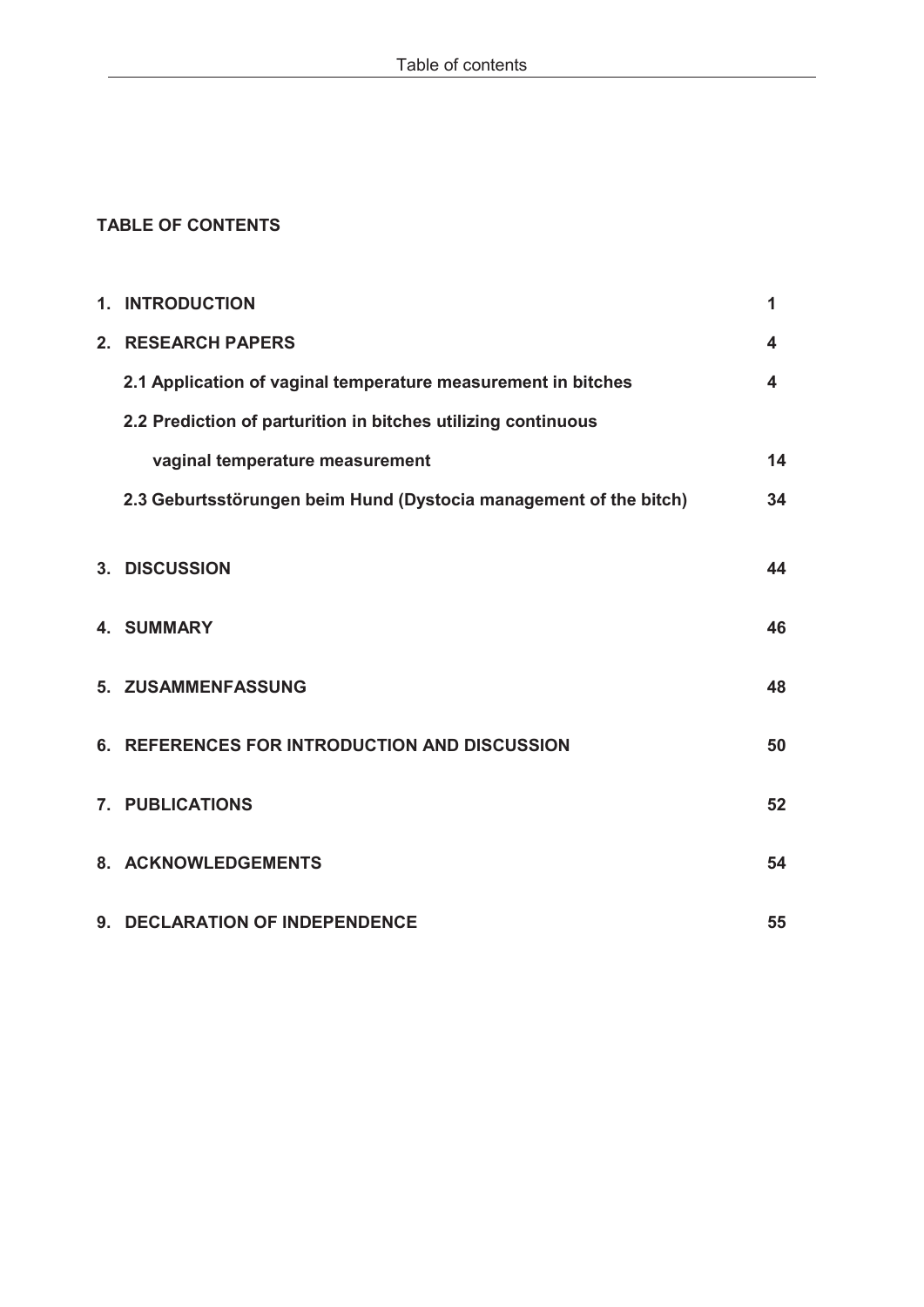## TABLE OF CONTENTS

| | | |
|---|---|---|
| **1.** | **INTRODUCTION** | **1** |
| **2.** | **RESEARCH PAPERS** | **4** |
| | **2.1 Application of vaginal temperature measurement in bitches** | **4** |
| | **2.2 Prediction of parturition in bitches utilizing continuous vaginal temperature measurement** | **14** |
| | **2.3 Geburtsstörungen beim Hund (Dystocia management of the bitch)** | **34** |
| **3.** | **DISCUSSION** | **44** |
| **4.** | **SUMMARY** | **46** |
| **5.** | **ZUSAMMENFASSUNG** | **48** |
| **6.** | **REFERENCES FOR INTRODUCTION AND DISCUSSION** | **50** |
| **7.** | **PUBLICATIONS** | **52** |
| **8.** | **ACKNOWLEDGEMENTS** | **54** |
| **9.** | **DECLARATION OF INDEPENDENCE** | **55** |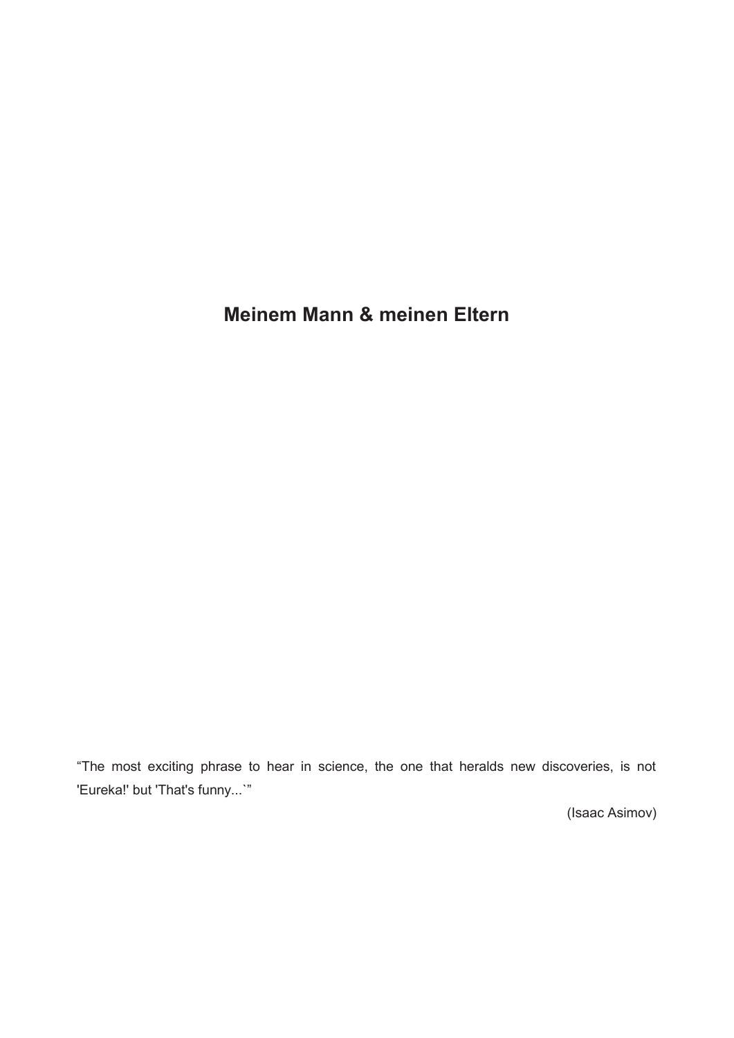**Meinem Mann & meinen Eltern**

“The most exciting phrase to hear in science, the one that heralds new discoveries, is not 'Eureka!' but 'That's funny...`”

(Isaac Asimov)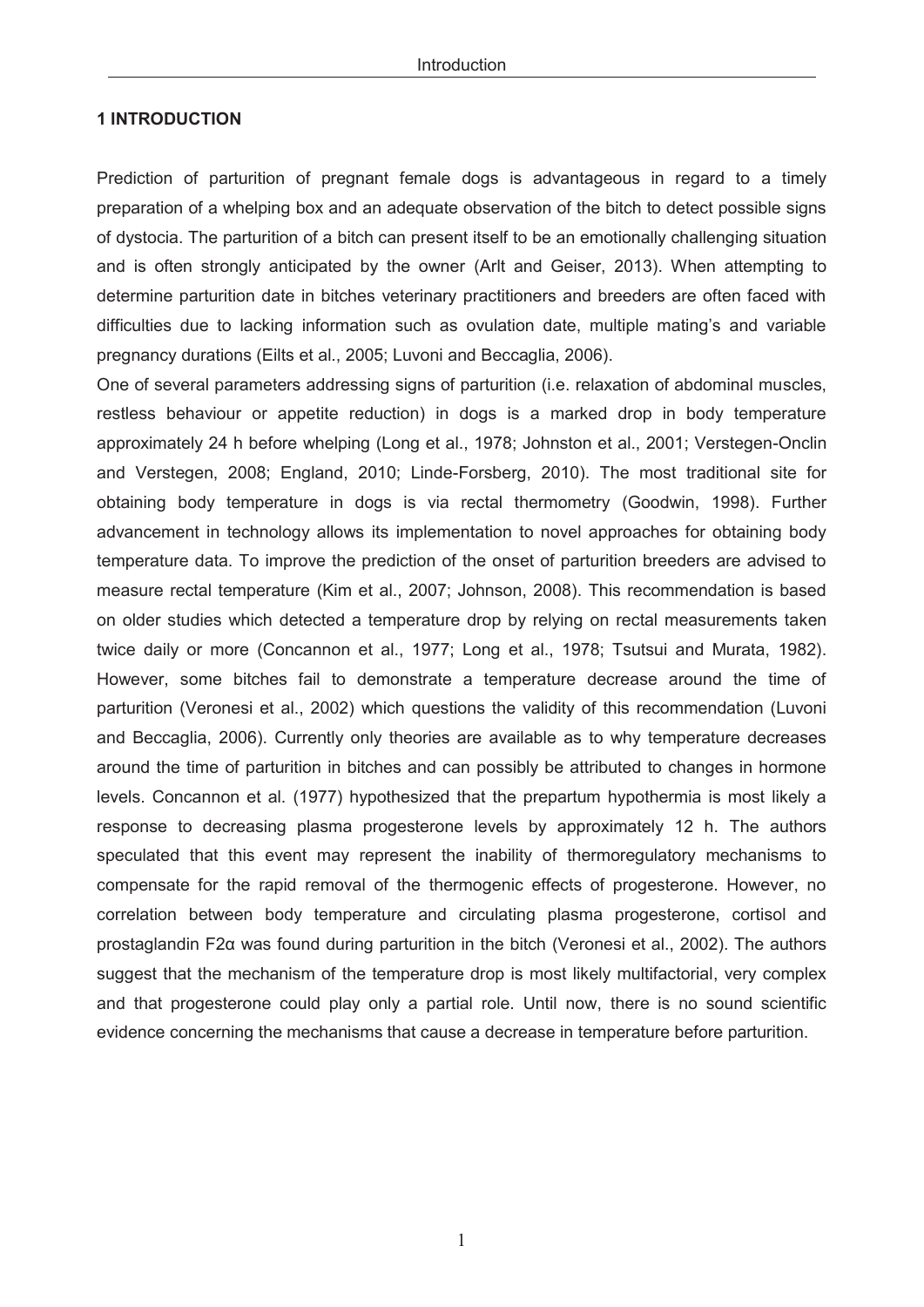# 1 INTRODUCTION

Prediction of parturition of pregnant female dogs is advantageous in regard to a timely preparation of a whelping box and an adequate observation of the bitch to detect possible signs of dystocia. The parturition of a bitch can present itself to be an emotionally challenging situation and is often strongly anticipated by the owner (Arlt and Geiser, 2013). When attempting to determine parturition date in bitches veterinary practitioners and breeders are often faced with difficulties due to lacking information such as ovulation date, multiple mating's and variable pregnancy durations (Eilts et al., 2005; Luvoni and Beccaglia, 2006).

One of several parameters addressing signs of parturition (i.e. relaxation of abdominal muscles, restless behaviour or appetite reduction) in dogs is a marked drop in body temperature approximately 24 h before whelping (Long et al., 1978; Johnston et al., 2001; Verstegen-Onclin and Verstegen, 2008; England, 2010; Linde-Forsberg, 2010). The most traditional site for obtaining body temperature in dogs is via rectal thermometry (Goodwin, 1998). Further advancement in technology allows its implementation to novel approaches for obtaining body temperature data. To improve the prediction of the onset of parturition breeders are advised to measure rectal temperature (Kim et al., 2007; Johnson, 2008). This recommendation is based on older studies which detected a temperature drop by relying on rectal measurements taken twice daily or more (Concannon et al., 1977; Long et al., 1978; Tsutsui and Murata, 1982). However, some bitches fail to demonstrate a temperature decrease around the time of parturition (Veronesi et al., 2002) which questions the validity of this recommendation (Luvoni and Beccaglia, 2006). Currently only theories are available as to why temperature decreases around the time of parturition in bitches and can possibly be attributed to changes in hormone levels. Concannon et al. (1977) hypothesized that the prepartum hypothermia is most likely a response to decreasing plasma progesterone levels by approximately 12 h. The authors speculated that this event may represent the inability of thermoregulatory mechanisms to compensate for the rapid removal of the thermogenic effects of progesterone. However, no correlation between body temperature and circulating plasma progesterone, cortisol and prostaglandin F2α was found during parturition in the bitch (Veronesi et al., 2002). The authors suggest that the mechanism of the temperature drop is most likely multifactorial, very complex and that progesterone could play only a partial role. Until now, there is no sound scientific evidence concerning the mechanisms that cause a decrease in temperature before parturition.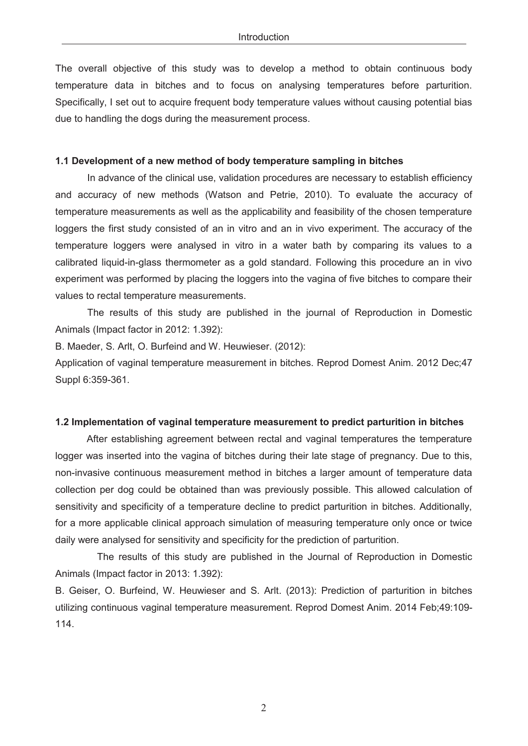The overall objective of this study was to develop a method to obtain continuous body temperature data in bitches and to focus on analysing temperatures before parturition. Specifically, I set out to acquire frequent body temperature values without causing potential bias due to handling the dogs during the measurement process.

### 1.1 Development of a new method of body temperature sampling in bitches

In advance of the clinical use, validation procedures are necessary to establish efficiency and accuracy of new methods (Watson and Petrie, 2010). To evaluate the accuracy of temperature measurements as well as the applicability and feasibility of the chosen temperature loggers the first study consisted of an in vitro and an in vivo experiment. The accuracy of the temperature loggers were analysed in vitro in a water bath by comparing its values to a calibrated liquid-in-glass thermometer as a gold standard. Following this procedure an in vivo experiment was performed by placing the loggers into the vagina of five bitches to compare their values to rectal temperature measurements.

The results of this study are published in the journal of Reproduction in Domestic Animals (Impact factor in 2012: 1.392):

B. Maeder, S. Arlt, O. Burfeind and W. Heuwieser. (2012):

Application of vaginal temperature measurement in bitches. Reprod Domest Anim. 2012 Dec;47 Suppl 6:359-361.

### 1.2 Implementation of vaginal temperature measurement to predict parturition in bitches

After establishing agreement between rectal and vaginal temperatures the temperature logger was inserted into the vagina of bitches during their late stage of pregnancy. Due to this, non-invasive continuous measurement method in bitches a larger amount of temperature data collection per dog could be obtained than was previously possible. This allowed calculation of sensitivity and specificity of a temperature decline to predict parturition in bitches. Additionally, for a more applicable clinical approach simulation of measuring temperature only once or twice daily were analysed for sensitivity and specificity for the prediction of parturition.

The results of this study are published in the Journal of Reproduction in Domestic Animals (Impact factor in 2013: 1.392):

B. Geiser, O. Burfeind, W. Heuwieser and S. Arlt. (2013): Prediction of parturition in bitches utilizing continuous vaginal temperature measurement. Reprod Domest Anim. 2014 Feb;49:109-114.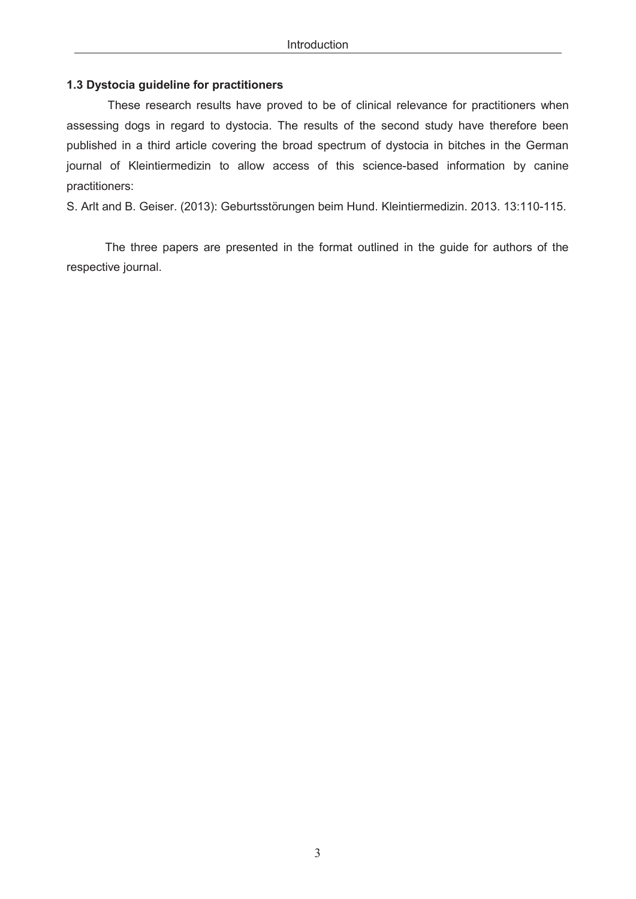### 1.3 Dystocia guideline for practitioners

These research results have proved to be of clinical relevance for practitioners when assessing dogs in regard to dystocia. The results of the second study have therefore been published in a third article covering the broad spectrum of dystocia in bitches in the German journal of Kleintiermedizin to allow access of this science-based information by canine practitioners:

S. Arlt and B. Geiser. (2013): Geburtsstörungen beim Hund. Kleintiermedizin. 2013. 13:110-115.

The three papers are presented in the format outlined in the guide for authors of the respective journal.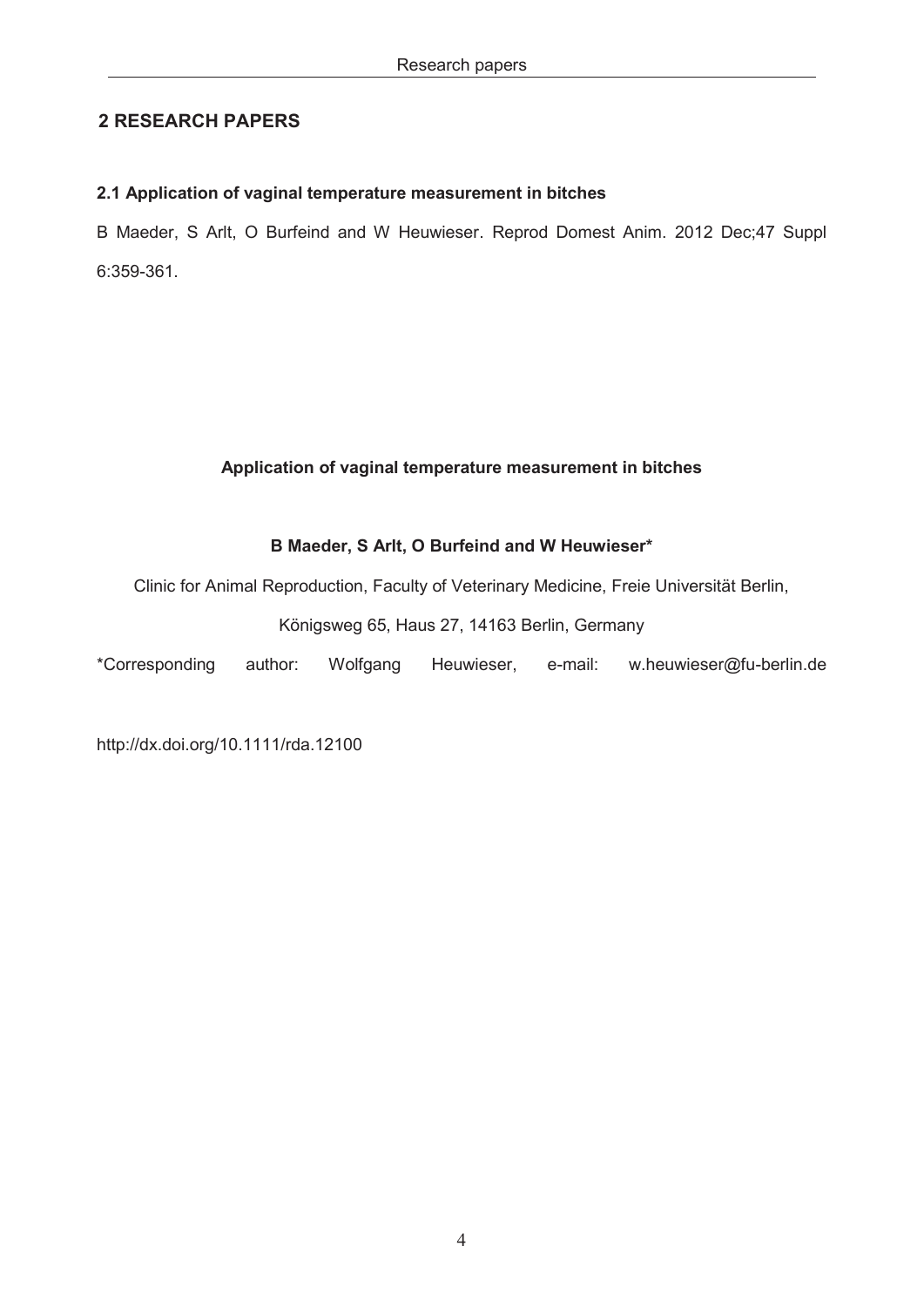# 2 RESEARCH PAPERS

## 2.1 Application of vaginal temperature measurement in bitches

B Maeder, S Arlt, O Burfeind and W Heuwieser. Reprod Domest Anim. 2012 Dec;47 Suppl 6:359-361.

**Application of vaginal temperature measurement in bitches**

**B Maeder, S Arlt, O Burfeind and W Heuwieser***

Clinic for Animal Reproduction, Faculty of Veterinary Medicine, Freie Universität Berlin,

Königsweg 65, Haus 27, 14163 Berlin, Germany

*Corresponding author: Wolfgang Heuwieser, e-mail: w.heuwieser@fu-berlin.de

http://dx.doi.org/10.1111/rda.12100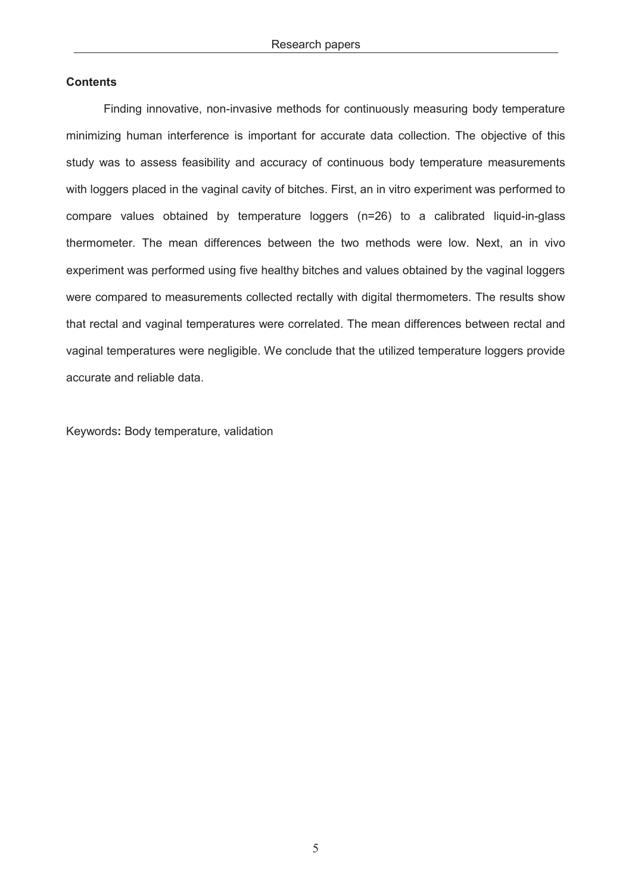**Contents**

Finding innovative, non-invasive methods for continuously measuring body temperature minimizing human interference is important for accurate data collection. The objective of this study was to assess feasibility and accuracy of continuous body temperature measurements with loggers placed in the vaginal cavity of bitches. First, an in vitro experiment was performed to compare values obtained by temperature loggers (n=26) to a calibrated liquid-in-glass thermometer. The mean differences between the two methods were low. Next, an in vivo experiment was performed using five healthy bitches and values obtained by the vaginal loggers were compared to measurements collected rectally with digital thermometers. The results show that rectal and vaginal temperatures were correlated. The mean differences between rectal and vaginal temperatures were negligible. We conclude that the utilized temperature loggers provide accurate and reliable data.

Keywords**:** Body temperature, validation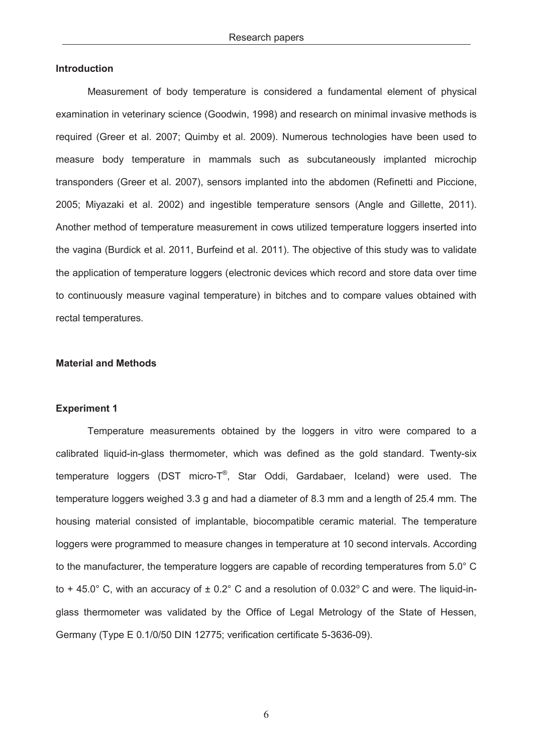## Introduction

Measurement of body temperature is considered a fundamental element of physical examination in veterinary science (Goodwin, 1998) and research on minimal invasive methods is required (Greer et al. 2007; Quimby et al. 2009). Numerous technologies have been used to measure body temperature in mammals such as subcutaneously implanted microchip transponders (Greer et al. 2007), sensors implanted into the abdomen (Refinetti and Piccione, 2005; Miyazaki et al. 2002) and ingestible temperature sensors (Angle and Gillette, 2011). Another method of temperature measurement in cows utilized temperature loggers inserted into the vagina (Burdick et al. 2011, Burfeind et al. 2011). The objective of this study was to validate the application of temperature loggers (electronic devices which record and store data over time to continuously measure vaginal temperature) in bitches and to compare values obtained with rectal temperatures.

## Material and Methods

### Experiment 1

Temperature measurements obtained by the loggers in vitro were compared to a calibrated liquid-in-glass thermometer, which was defined as the gold standard. Twenty-six temperature loggers (DST micro-T®, Star Oddi, Gardabaer, Iceland) were used. The temperature loggers weighed 3.3 g and had a diameter of 8.3 mm and a length of 25.4 mm. The housing material consisted of implantable, biocompatible ceramic material. The temperature loggers were programmed to measure changes in temperature at 10 second intervals. According to the manufacturer, the temperature loggers are capable of recording temperatures from 5.0° C to + 45.0° C, with an accuracy of ± 0.2° C and a resolution of 0.032° C and were. The liquid-in-glass thermometer was validated by the Office of Legal Metrology of the State of Hessen, Germany (Type E 0.1/0/50 DIN 12775; verification certificate 5-3636-09).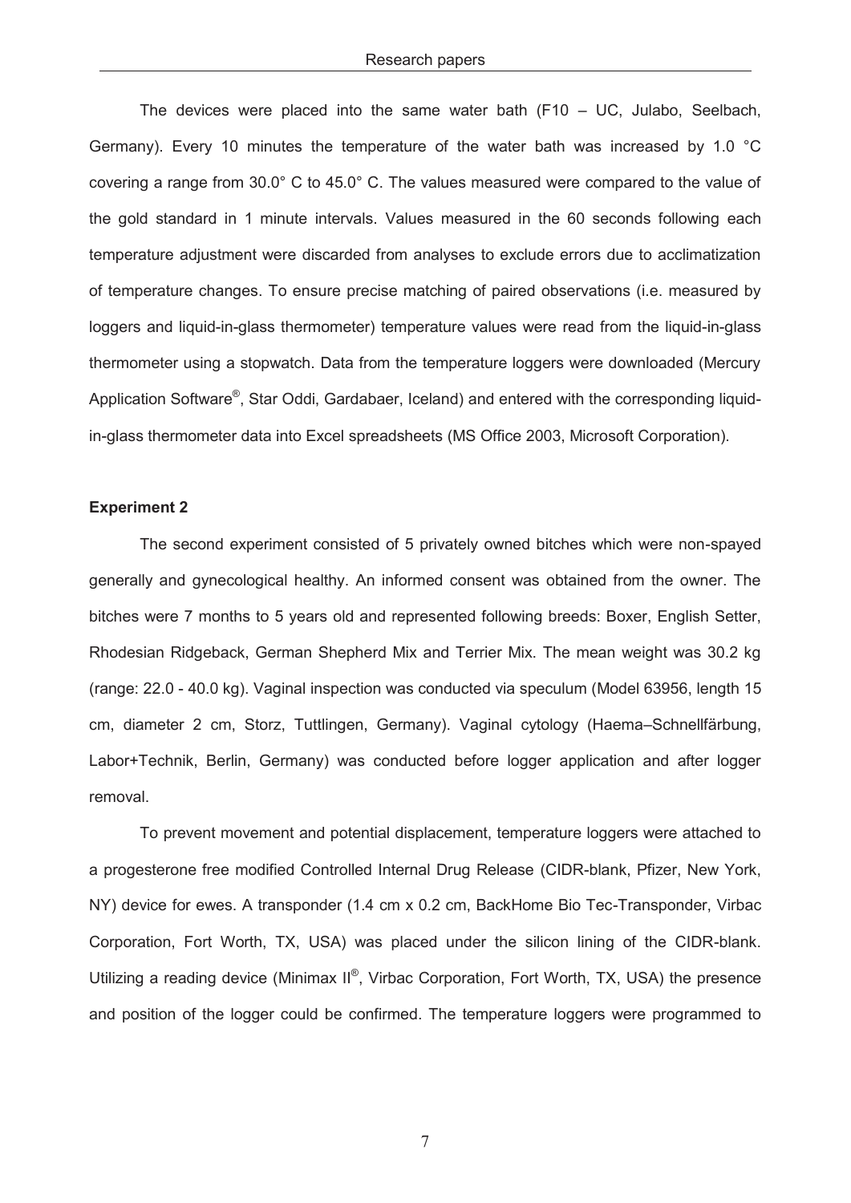The devices were placed into the same water bath (F10 – UC, Julabo, Seelbach, Germany). Every 10 minutes the temperature of the water bath was increased by 1.0 °C covering a range from 30.0° C to 45.0° C. The values measured were compared to the value of the gold standard in 1 minute intervals. Values measured in the 60 seconds following each temperature adjustment were discarded from analyses to exclude errors due to acclimatization of temperature changes. To ensure precise matching of paired observations (i.e. measured by loggers and liquid-in-glass thermometer) temperature values were read from the liquid-in-glass thermometer using a stopwatch. Data from the temperature loggers were downloaded (Mercury Application Software®, Star Oddi, Gardabaer, Iceland) and entered with the corresponding liquid-in-glass thermometer data into Excel spreadsheets (MS Office 2003, Microsoft Corporation).

**Experiment 2**

The second experiment consisted of 5 privately owned bitches which were non-spayed generally and gynecological healthy. An informed consent was obtained from the owner. The bitches were 7 months to 5 years old and represented following breeds: Boxer, English Setter, Rhodesian Ridgeback, German Shepherd Mix and Terrier Mix. The mean weight was 30.2 kg (range: 22.0 - 40.0 kg). Vaginal inspection was conducted via speculum (Model 63956, length 15 cm, diameter 2 cm, Storz, Tuttlingen, Germany). Vaginal cytology (Haema–Schnellfärbung, Labor+Technik, Berlin, Germany) was conducted before logger application and after logger removal.

To prevent movement and potential displacement, temperature loggers were attached to a progesterone free modified Controlled Internal Drug Release (CIDR-blank, Pfizer, New York, NY) device for ewes. A transponder (1.4 cm x 0.2 cm, BackHome Bio Tec-Transponder, Virbac Corporation, Fort Worth, TX, USA) was placed under the silicon lining of the CIDR-blank. Utilizing a reading device (Minimax II®, Virbac Corporation, Fort Worth, TX, USA) the presence and position of the logger could be confirmed. The temperature loggers were programmed to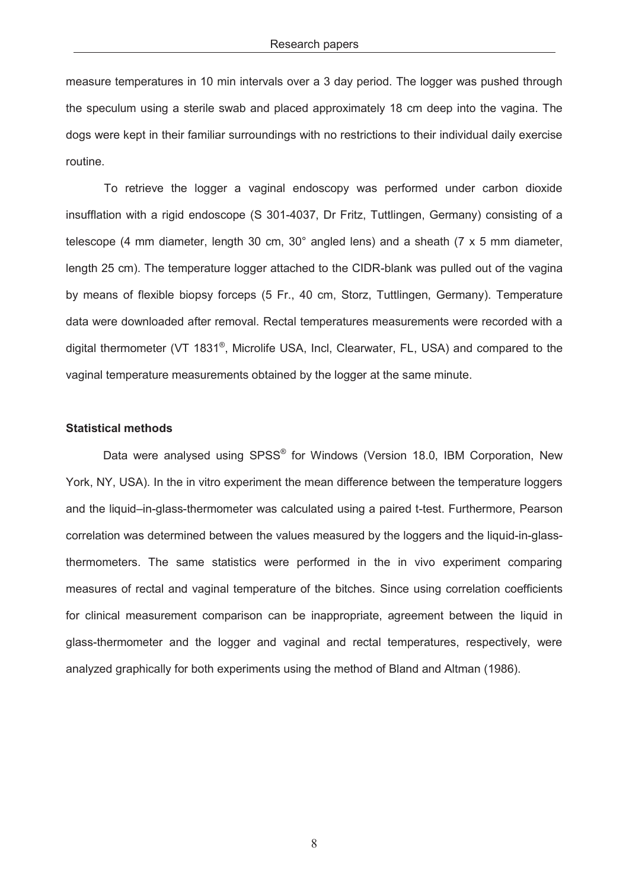measure temperatures in 10 min intervals over a 3 day period. The logger was pushed through the speculum using a sterile swab and placed approximately 18 cm deep into the vagina. The dogs were kept in their familiar surroundings with no restrictions to their individual daily exercise routine.

To retrieve the logger a vaginal endoscopy was performed under carbon dioxide insufflation with a rigid endoscope (S 301-4037, Dr Fritz, Tuttlingen, Germany) consisting of a telescope (4 mm diameter, length 30 cm, 30° angled lens) and a sheath (7 x 5 mm diameter, length 25 cm). The temperature logger attached to the CIDR-blank was pulled out of the vagina by means of flexible biopsy forceps (5 Fr., 40 cm, Storz, Tuttlingen, Germany). Temperature data were downloaded after removal. Rectal temperatures measurements were recorded with a digital thermometer (VT 1831®, Microlife USA, Incl, Clearwater, FL, USA) and compared to the vaginal temperature measurements obtained by the logger at the same minute.

### Statistical methods

Data were analysed using SPSS® for Windows (Version 18.0, IBM Corporation, New York, NY, USA). In the in vitro experiment the mean difference between the temperature loggers and the liquid–in-glass-thermometer was calculated using a paired t-test. Furthermore, Pearson correlation was determined between the values measured by the loggers and the liquid-in-glass-thermometers. The same statistics were performed in the in vivo experiment comparing measures of rectal and vaginal temperature of the bitches. Since using correlation coefficients for clinical measurement comparison can be inappropriate, agreement between the liquid in glass-thermometer and the logger and vaginal and rectal temperatures, respectively, were analyzed graphically for both experiments using the method of Bland and Altman (1986).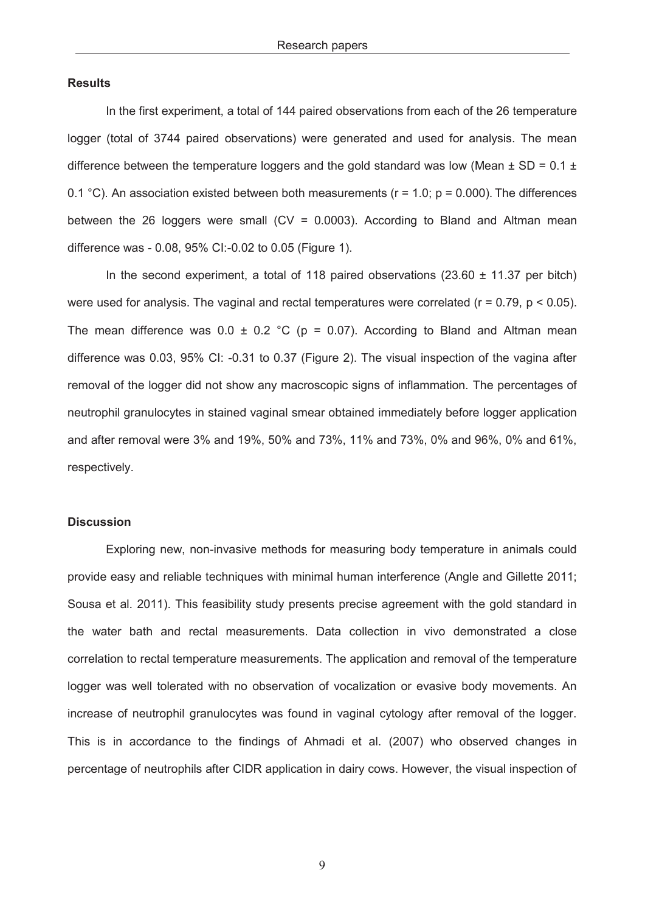**Results**

In the first experiment, a total of 144 paired observations from each of the 26 temperature logger (total of 3744 paired observations) were generated and used for analysis. The mean difference between the temperature loggers and the gold standard was low (Mean ± SD = 0.1 ± 0.1 °C). An association existed between both measurements ($r = 1.0$; $p = 0.000$). The differences between the 26 loggers were small (CV = 0.0003). According to Bland and Altman mean difference was - 0.08, 95% CI:-0.02 to 0.05 (Figure 1).

In the second experiment, a total of 118 paired observations (23.60 ± 11.37 per bitch) were used for analysis. The vaginal and rectal temperatures were correlated ($r = 0.79$, $p < 0.05$). The mean difference was 0.0 ± 0.2 °C ($p = 0.07$). According to Bland and Altman mean difference was 0.03, 95% CI: -0.31 to 0.37 (Figure 2). The visual inspection of the vagina after removal of the logger did not show any macroscopic signs of inflammation. The percentages of neutrophil granulocytes in stained vaginal smear obtained immediately before logger application and after removal were 3% and 19%, 50% and 73%, 11% and 73%, 0% and 96%, 0% and 61%, respectively.

**Discussion**

Exploring new, non-invasive methods for measuring body temperature in animals could provide easy and reliable techniques with minimal human interference (Angle and Gillette 2011; Sousa et al. 2011). This feasibility study presents precise agreement with the gold standard in the water bath and rectal measurements. Data collection in vivo demonstrated a close correlation to rectal temperature measurements. The application and removal of the temperature logger was well tolerated with no observation of vocalization or evasive body movements. An increase of neutrophil granulocytes was found in vaginal cytology after removal of the logger. This is in accordance to the findings of Ahmadi et al. (2007) who observed changes in percentage of neutrophils after CIDR application in dairy cows. However, the visual inspection of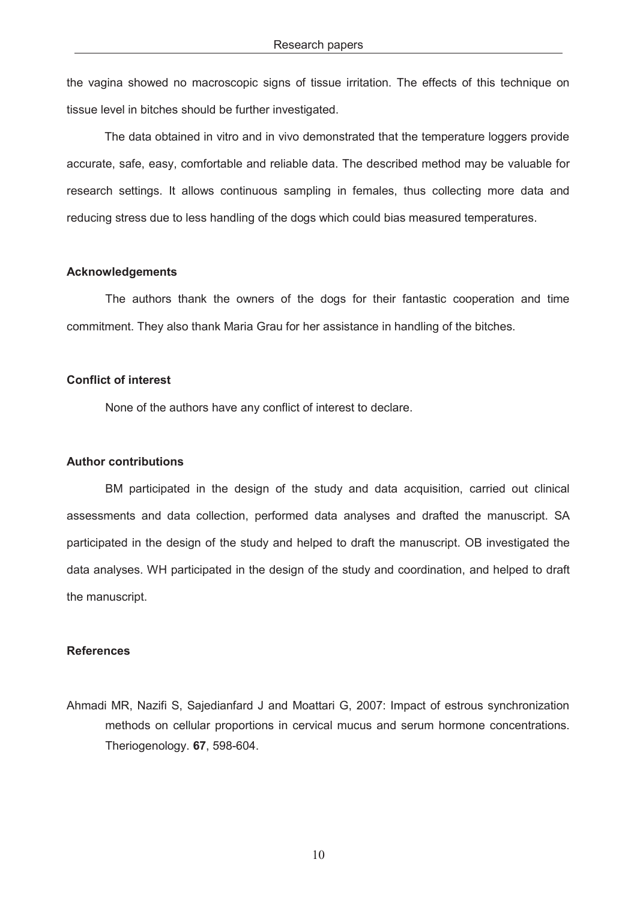the vagina showed no macroscopic signs of tissue irritation. The effects of this technique on tissue level in bitches should be further investigated.

The data obtained in vitro and in vivo demonstrated that the temperature loggers provide accurate, safe, easy, comfortable and reliable data. The described method may be valuable for research settings. It allows continuous sampling in females, thus collecting more data and reducing stress due to less handling of the dogs which could bias measured temperatures.

**Acknowledgements**

The authors thank the owners of the dogs for their fantastic cooperation and time commitment. They also thank Maria Grau for her assistance in handling of the bitches.

**Conflict of interest**

None of the authors have any conflict of interest to declare.

**Author contributions**

BM participated in the design of the study and data acquisition, carried out clinical assessments and data collection, performed data analyses and drafted the manuscript. SA participated in the design of the study and helped to draft the manuscript. OB investigated the data analyses. WH participated in the design of the study and coordination, and helped to draft the manuscript.

**References**

Ahmadi MR, Nazifi S, Sajedianfard J and Moattari G, 2007: Impact of estrous synchronization methods on cellular proportions in cervical mucus and serum hormone concentrations. Theriogenology. **67**, 598-604.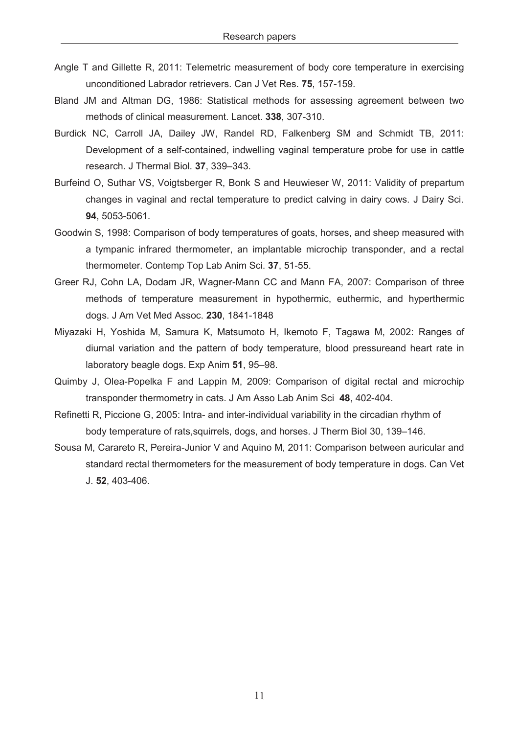Angle T and Gillette R, 2011: Telemetric measurement of body core temperature in exercising unconditioned Labrador retrievers. Can J Vet Res. **75**, 157-159.

Bland JM and Altman DG, 1986: Statistical methods for assessing agreement between two methods of clinical measurement. Lancet. **338**, 307-310.

Burdick NC, Carroll JA, Dailey JW, Randel RD, Falkenberg SM and Schmidt TB, 2011: Development of a self-contained, indwelling vaginal temperature probe for use in cattle research. J Thermal Biol. **37**, 339–343.

Burfeind O, Suthar VS, Voigtsberger R, Bonk S and Heuwieser W, 2011: Validity of prepartum changes in vaginal and rectal temperature to predict calving in dairy cows. J Dairy Sci. **94**, 5053-5061.

Goodwin S, 1998: Comparison of body temperatures of goats, horses, and sheep measured with a tympanic infrared thermometer, an implantable microchip transponder, and a rectal thermometer. Contemp Top Lab Anim Sci. **37**, 51-55.

Greer RJ, Cohn LA, Dodam JR, Wagner-Mann CC and Mann FA, 2007: Comparison of three methods of temperature measurement in hypothermic, euthermic, and hyperthermic dogs. J Am Vet Med Assoc. **230**, 1841-1848

Miyazaki H, Yoshida M, Samura K, Matsumoto H, Ikemoto F, Tagawa M, 2002: Ranges of diurnal variation and the pattern of body temperature, blood pressureand heart rate in laboratory beagle dogs. Exp Anim **51**, 95–98.

Quimby J, Olea-Popelka F and Lappin M, 2009: Comparison of digital rectal and microchip transponder thermometry in cats. J Am Asso Lab Anim Sci **48**, 402-404.

Refinetti R, Piccione G, 2005: Intra- and inter-individual variability in the circadian rhythm of body temperature of rats,squirrels, dogs, and horses. J Therm Biol 30, 139–146.

Sousa M, Carareto R, Pereira-Junior V and Aquino M, 2011: Comparison between auricular and standard rectal thermometers for the measurement of body temperature in dogs. Can Vet J. **52**, 403-406.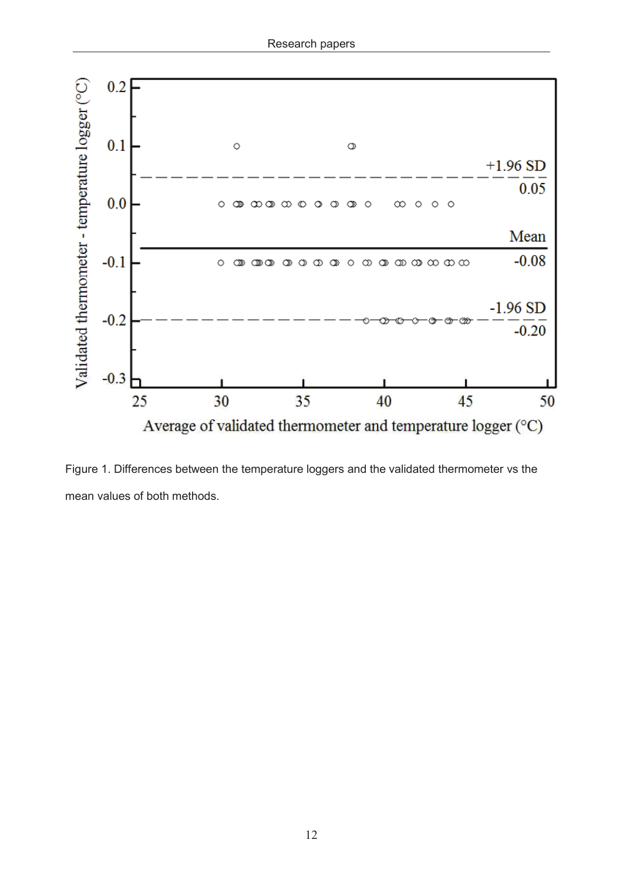Figure 1. Differences between the temperature loggers and the validated thermometer vs the mean values of both methods.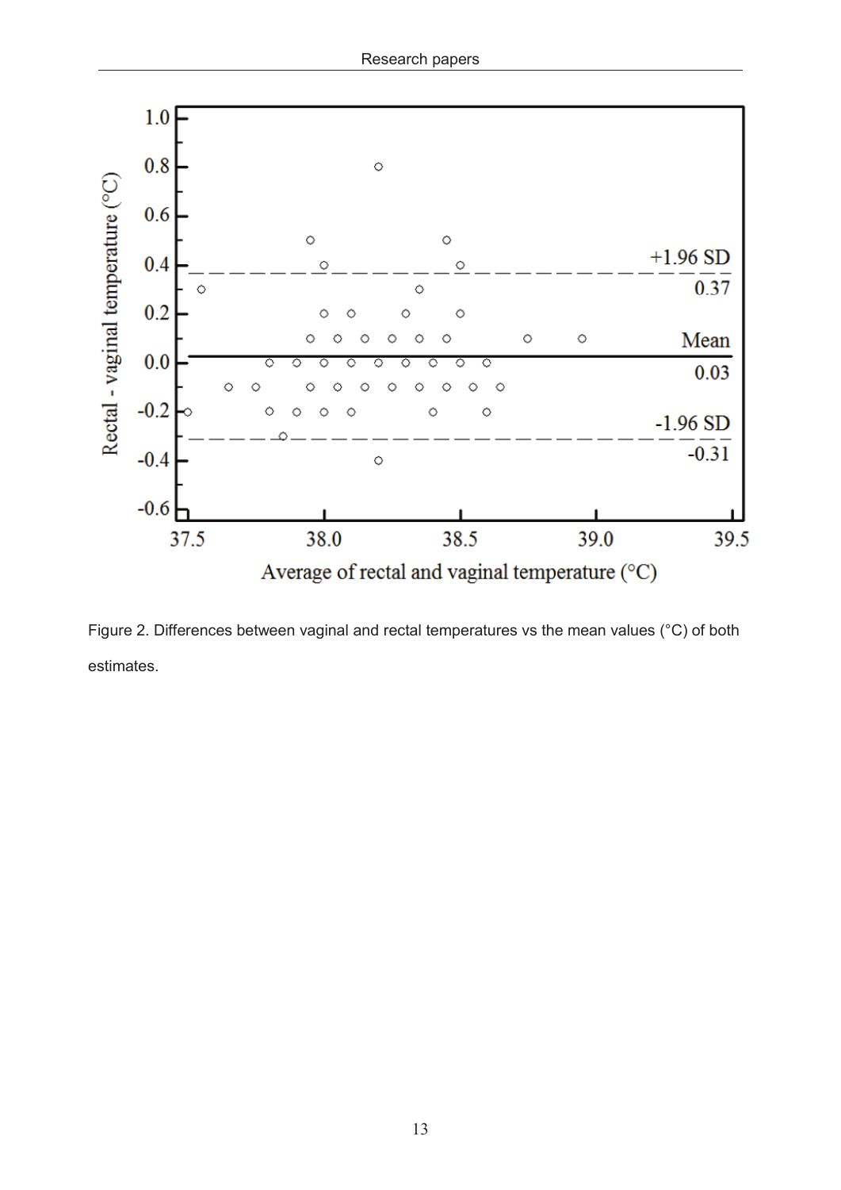Figure 2. Differences between vaginal and rectal temperatures vs the mean values (°C) of both estimates.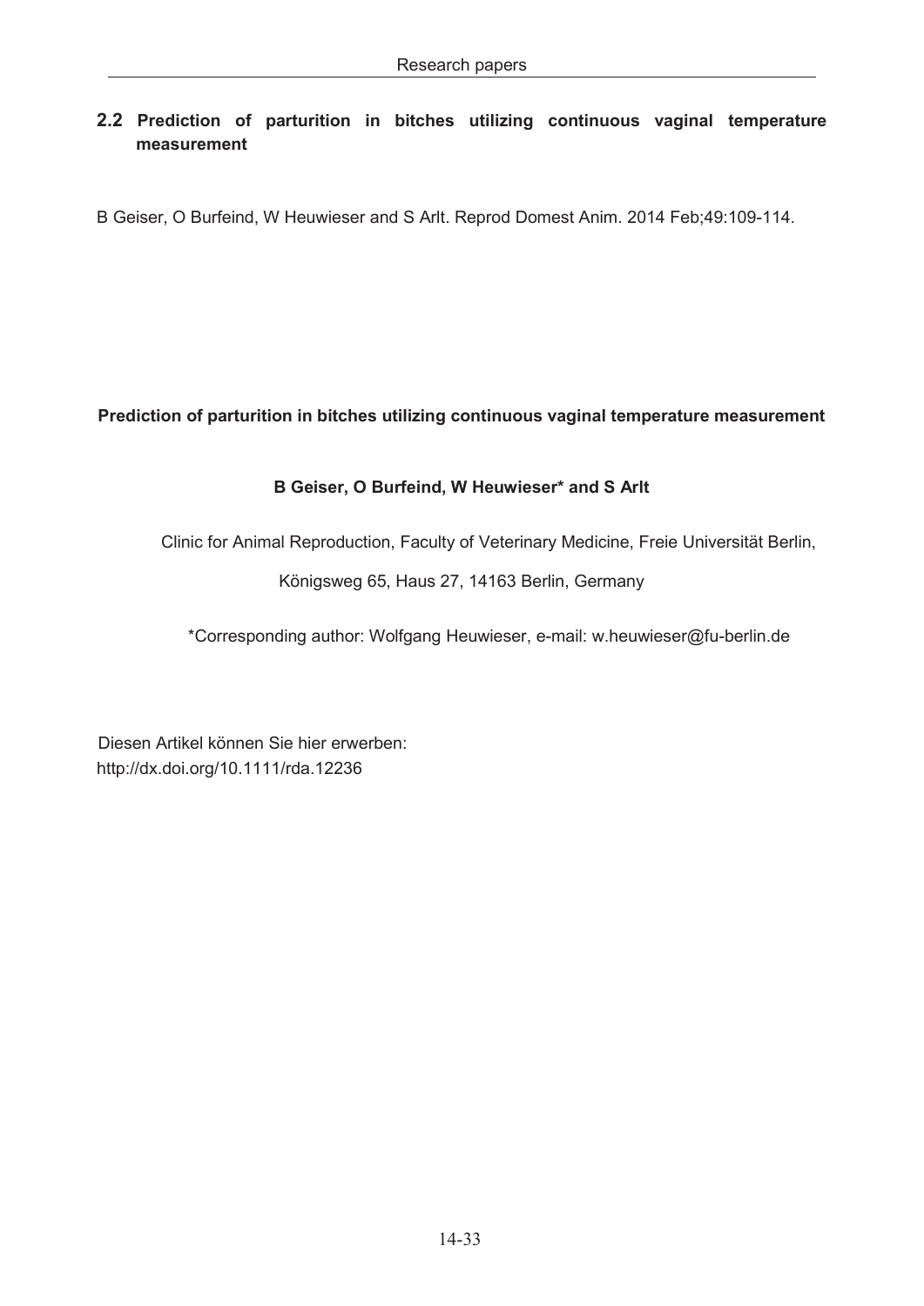## 2.2 Prediction of parturition in bitches utilizing continuous vaginal temperature measurement

B Geiser, O Burfeind, W Heuwieser and S Arlt. Reprod Domest Anim. 2014 Feb;49:109-114.

**Prediction of parturition in bitches utilizing continuous vaginal temperature measurement**

**B Geiser, O Burfeind, W Heuwieser\* and S Arlt**

Clinic for Animal Reproduction, Faculty of Veterinary Medicine, Freie Universität Berlin,

Königsweg 65, Haus 27, 14163 Berlin, Germany

\*Corresponding author: Wolfgang Heuwieser, e-mail: w.heuwieser@fu-berlin.de

Diesen Artikel können Sie hier erwerben:
http://dx.doi.org/10.1111/rda.12236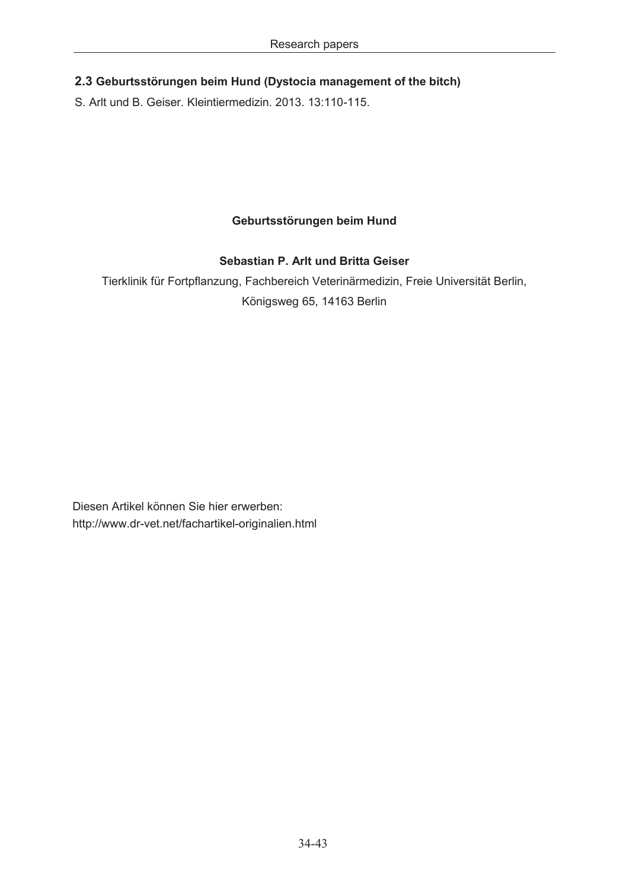## 2.3 Geburtsstörungen beim Hund (Dystocia management of the bitch)

S. Arlt und B. Geiser. Kleintiermedizin. 2013. 13:110-115.

**Geburtsstörungen beim Hund**

**Sebastian P. Arlt und Britta Geiser**

Tierklinik für Fortpflanzung, Fachbereich Veterinärmedizin, Freie Universität Berlin, Königsweg 65, 14163 Berlin

Diesen Artikel können Sie hier erwerben:
http://www.dr-vet.net/fachartikel-originalien.html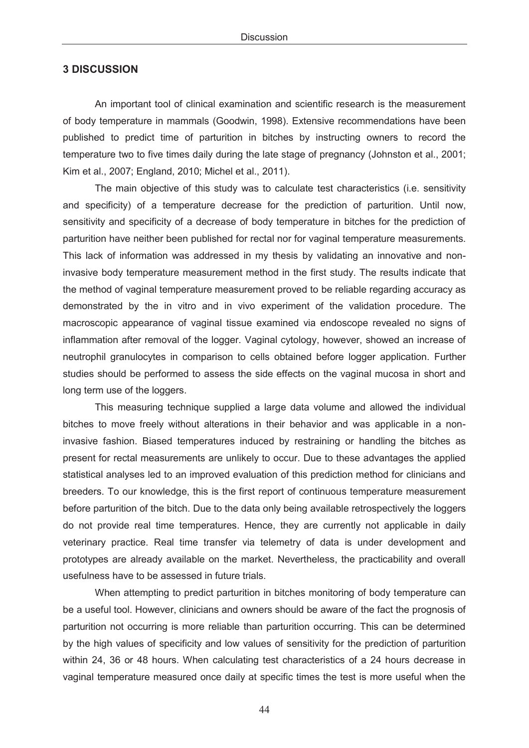## 3 DISCUSSION

An important tool of clinical examination and scientific research is the measurement of body temperature in mammals (Goodwin, 1998). Extensive recommendations have been published to predict time of parturition in bitches by instructing owners to record the temperature two to five times daily during the late stage of pregnancy (Johnston et al., 2001; Kim et al., 2007; England, 2010; Michel et al., 2011).

The main objective of this study was to calculate test characteristics (i.e. sensitivity and specificity) of a temperature decrease for the prediction of parturition. Until now, sensitivity and specificity of a decrease of body temperature in bitches for the prediction of parturition have neither been published for rectal nor for vaginal temperature measurements. This lack of information was addressed in my thesis by validating an innovative and non-invasive body temperature measurement method in the first study. The results indicate that the method of vaginal temperature measurement proved to be reliable regarding accuracy as demonstrated by the in vitro and in vivo experiment of the validation procedure. The macroscopic appearance of vaginal tissue examined via endoscope revealed no signs of inflammation after removal of the logger. Vaginal cytology, however, showed an increase of neutrophil granulocytes in comparison to cells obtained before logger application. Further studies should be performed to assess the side effects on the vaginal mucosa in short and long term use of the loggers.

This measuring technique supplied a large data volume and allowed the individual bitches to move freely without alterations in their behavior and was applicable in a non-invasive fashion. Biased temperatures induced by restraining or handling the bitches as present for rectal measurements are unlikely to occur. Due to these advantages the applied statistical analyses led to an improved evaluation of this prediction method for clinicians and breeders. To our knowledge, this is the first report of continuous temperature measurement before parturition of the bitch. Due to the data only being available retrospectively the loggers do not provide real time temperatures. Hence, they are currently not applicable in daily veterinary practice. Real time transfer via telemetry of data is under development and prototypes are already available on the market. Nevertheless, the practicability and overall usefulness have to be assessed in future trials.

When attempting to predict parturition in bitches monitoring of body temperature can be a useful tool. However, clinicians and owners should be aware of the fact the prognosis of parturition not occurring is more reliable than parturition occurring. This can be determined by the high values of specificity and low values of sensitivity for the prediction of parturition within 24, 36 or 48 hours. When calculating test characteristics of a 24 hours decrease in vaginal temperature measured once daily at specific times the test is more useful when the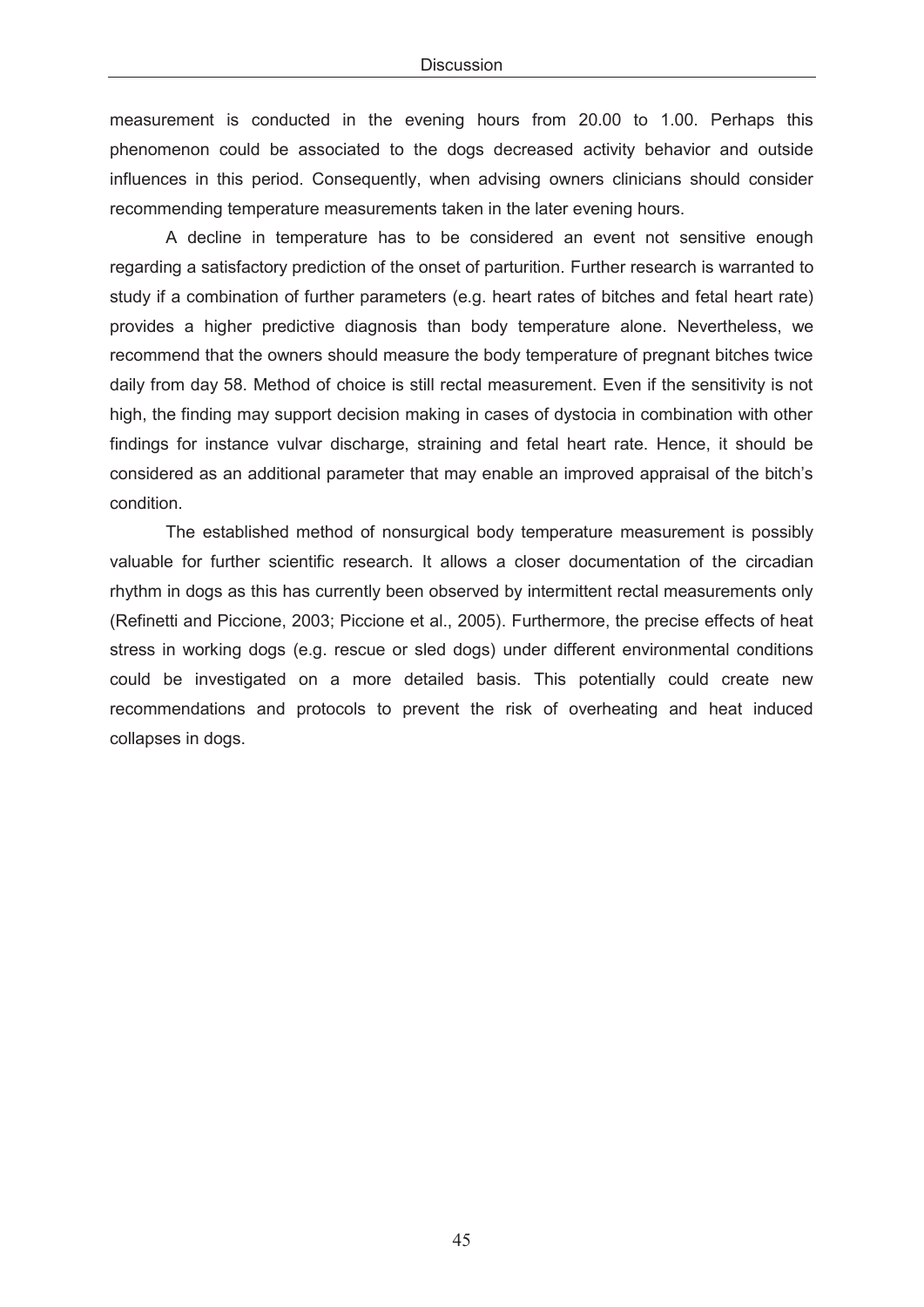measurement is conducted in the evening hours from 20.00 to 1.00. Perhaps this phenomenon could be associated to the dogs decreased activity behavior and outside influences in this period. Consequently, when advising owners clinicians should consider recommending temperature measurements taken in the later evening hours.

A decline in temperature has to be considered an event not sensitive enough regarding a satisfactory prediction of the onset of parturition. Further research is warranted to study if a combination of further parameters (e.g. heart rates of bitches and fetal heart rate) provides a higher predictive diagnosis than body temperature alone. Nevertheless, we recommend that the owners should measure the body temperature of pregnant bitches twice daily from day 58. Method of choice is still rectal measurement. Even if the sensitivity is not high, the finding may support decision making in cases of dystocia in combination with other findings for instance vulvar discharge, straining and fetal heart rate. Hence, it should be considered as an additional parameter that may enable an improved appraisal of the bitch's condition.

The established method of nonsurgical body temperature measurement is possibly valuable for further scientific research. It allows a closer documentation of the circadian rhythm in dogs as this has currently been observed by intermittent rectal measurements only (Refinetti and Piccione, 2003; Piccione et al., 2005). Furthermore, the precise effects of heat stress in working dogs (e.g. rescue or sled dogs) under different environmental conditions could be investigated on a more detailed basis. This potentially could create new recommendations and protocols to prevent the risk of overheating and heat induced collapses in dogs.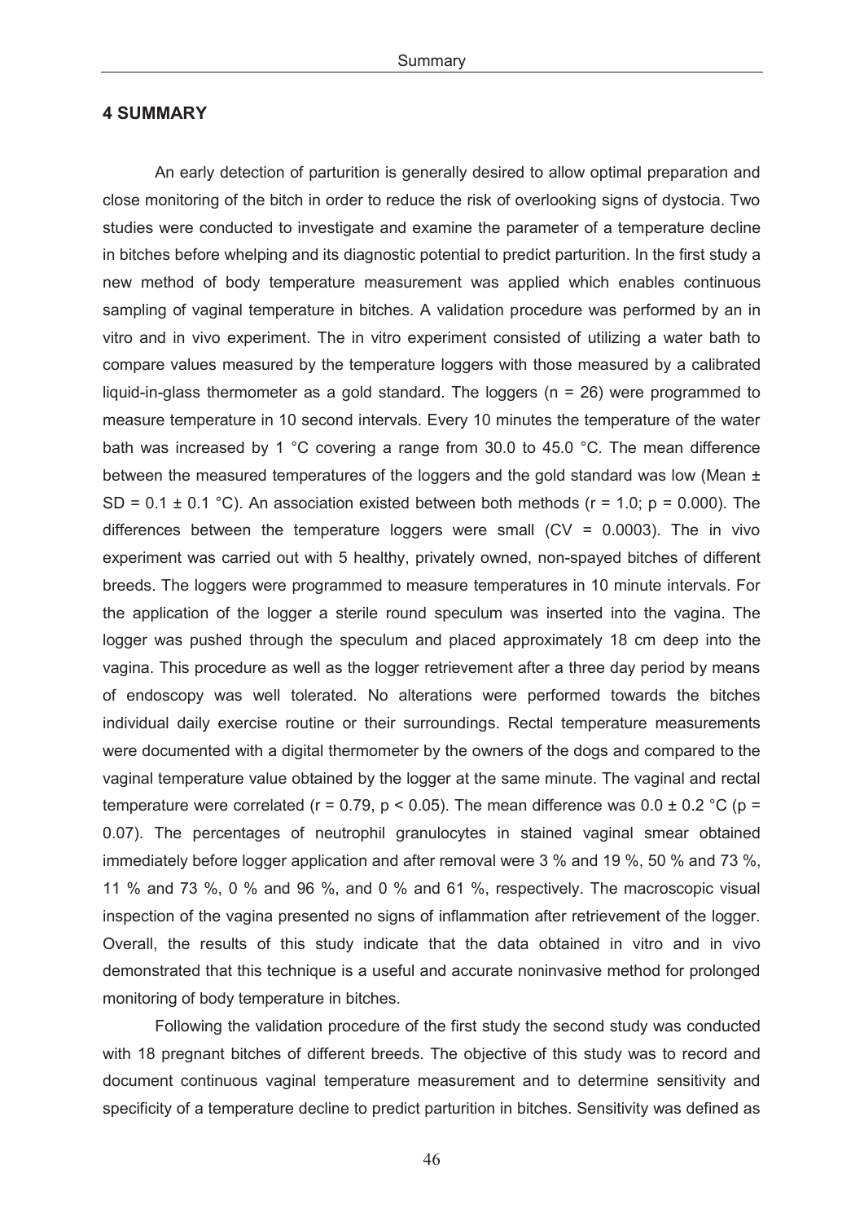## 4 SUMMARY

An early detection of parturition is generally desired to allow optimal preparation and close monitoring of the bitch in order to reduce the risk of overlooking signs of dystocia. Two studies were conducted to investigate and examine the parameter of a temperature decline in bitches before whelping and its diagnostic potential to predict parturition. In the first study a new method of body temperature measurement was applied which enables continuous sampling of vaginal temperature in bitches. A validation procedure was performed by an in vitro and in vivo experiment. The in vitro experiment consisted of utilizing a water bath to compare values measured by the temperature loggers with those measured by a calibrated liquid-in-glass thermometer as a gold standard. The loggers ($n = 26$) were programmed to measure temperature in 10 second intervals. Every 10 minutes the temperature of the water bath was increased by 1 °C covering a range from 30.0 to 45.0 °C. The mean difference between the measured temperatures of the loggers and the gold standard was low (Mean ± SD = 0.1 ± 0.1 °C). An association existed between both methods ($r = 1.0$; $p = 0.000$). The differences between the temperature loggers were small ($CV = 0.0003$). The in vivo experiment was carried out with 5 healthy, privately owned, non-spayed bitches of different breeds. The loggers were programmed to measure temperatures in 10 minute intervals. For the application of the logger a sterile round speculum was inserted into the vagina. The logger was pushed through the speculum and placed approximately 18 cm deep into the vagina. This procedure as well as the logger retrievement after a three day period by means of endoscopy was well tolerated. No alterations were performed towards the bitches individual daily exercise routine or their surroundings. Rectal temperature measurements were documented with a digital thermometer by the owners of the dogs and compared to the vaginal temperature value obtained by the logger at the same minute. The vaginal and rectal temperature were correlated ($r = 0.79$, $p < 0.05$). The mean difference was 0.0 ± 0.2 °C ($p = 0.07$). The percentages of neutrophil granulocytes in stained vaginal smear obtained immediately before logger application and after removal were 3 % and 19 %, 50 % and 73 %, 11 % and 73 %, 0 % and 96 %, and 0 % and 61 %, respectively. The macroscopic visual inspection of the vagina presented no signs of inflammation after retrievement of the logger. Overall, the results of this study indicate that the data obtained in vitro and in vivo demonstrated that this technique is a useful and accurate noninvasive method for prolonged monitoring of body temperature in bitches.

Following the validation procedure of the first study the second study was conducted with 18 pregnant bitches of different breeds. The objective of this study was to record and document continuous vaginal temperature measurement and to determine sensitivity and specificity of a temperature decline to predict parturition in bitches. Sensitivity was defined as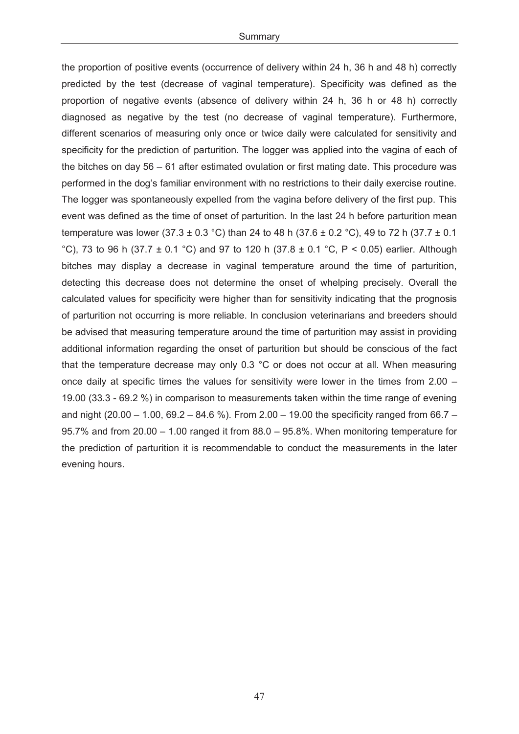the proportion of positive events (occurrence of delivery within 24 h, 36 h and 48 h) correctly predicted by the test (decrease of vaginal temperature). Specificity was defined as the proportion of negative events (absence of delivery within 24 h, 36 h or 48 h) correctly diagnosed as negative by the test (no decrease of vaginal temperature). Furthermore, different scenarios of measuring only once or twice daily were calculated for sensitivity and specificity for the prediction of parturition. The logger was applied into the vagina of each of the bitches on day 56 – 61 after estimated ovulation or first mating date. This procedure was performed in the dog's familiar environment with no restrictions to their daily exercise routine. The logger was spontaneously expelled from the vagina before delivery of the first pup. This event was defined as the time of onset of parturition. In the last 24 h before parturition mean temperature was lower (37.3 ± 0.3 °C) than 24 to 48 h (37.6 ± 0.2 °C), 49 to 72 h (37.7 ± 0.1 °C), 73 to 96 h (37.7 ± 0.1 °C) and 97 to 120 h (37.8 ± 0.1 °C, $P < 0.05$) earlier. Although bitches may display a decrease in vaginal temperature around the time of parturition, detecting this decrease does not determine the onset of whelping precisely. Overall the calculated values for specificity were higher than for sensitivity indicating that the prognosis of parturition not occurring is more reliable. In conclusion veterinarians and breeders should be advised that measuring temperature around the time of parturition may assist in providing additional information regarding the onset of parturition but should be conscious of the fact that the temperature decrease may only 0.3 °C or does not occur at all. When measuring once daily at specific times the values for sensitivity were lower in the times from 2.00 – 19.00 (33.3 - 69.2 %) in comparison to measurements taken within the time range of evening and night (20.00 – 1.00, 69.2 – 84.6 %). From 2.00 – 19.00 the specificity ranged from 66.7 – 95.7% and from 20.00 – 1.00 ranged it from 88.0 – 95.8%. When monitoring temperature for the prediction of parturition it is recommendable to conduct the measurements in the later evening hours.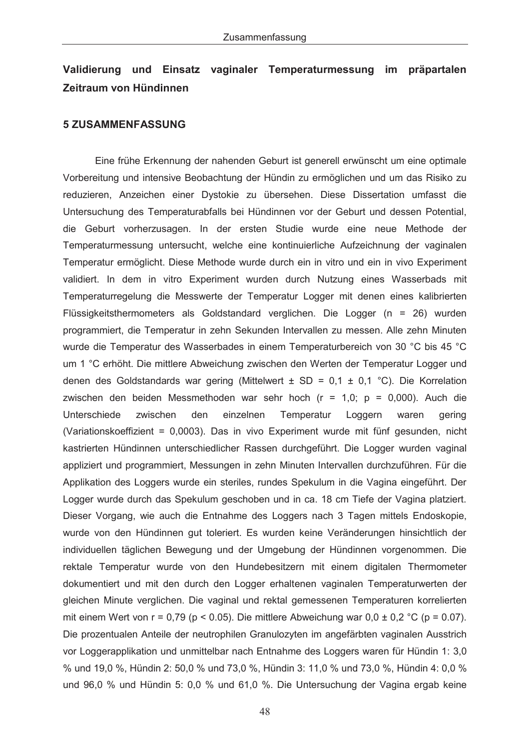# Validierung und Einsatz vaginaler Temperaturmessung im präpartalen Zeitraum von Hündinnen

## 5 ZUSAMMENFASSUNG

Eine frühe Erkennung der nahenden Geburt ist generell erwünscht um eine optimale Vorbereitung und intensive Beobachtung der Hündin zu ermöglichen und um das Risiko zu reduzieren, Anzeichen einer Dystokie zu übersehen. Diese Dissertation umfasst die Untersuchung des Temperaturabfalls bei Hündinnen vor der Geburt und dessen Potential, die Geburt vorherzusagen. In der ersten Studie wurde eine neue Methode der Temperaturmessung untersucht, welche eine kontinuierliche Aufzeichnung der vaginalen Temperatur ermöglicht. Diese Methode wurde durch ein in vitro und ein in vivo Experiment validiert. In dem in vitro Experiment wurden durch Nutzung eines Wasserbads mit Temperaturregelung die Messwerte der Temperatur Logger mit denen eines kalibrierten Flüssigkeitsthermometers als Goldstandard verglichen. Die Logger (n = 26) wurden programmiert, die Temperatur in zehn Sekunden Intervallen zu messen. Alle zehn Minuten wurde die Temperatur des Wasserbades in einem Temperaturbereich von 30 °C bis 45 °C um 1 °C erhöht. Die mittlere Abweichung zwischen den Werten der Temperatur Logger und denen des Goldstandards war gering (Mittelwert ± SD = 0,1 ± 0,1 °C). Die Korrelation zwischen den beiden Messmethoden war sehr hoch (r = 1,0; p = 0,000). Auch die Unterschiede zwischen den einzelnen Temperatur Loggern waren gering (Variationskoeffizient = 0,0003). Das in vivo Experiment wurde mit fünf gesunden, nicht kastrierten Hündinnen unterschiedlicher Rassen durchgeführt. Die Logger wurden vaginal appliziert und programmiert, Messungen in zehn Minuten Intervallen durchzuführen. Für die Applikation des Loggers wurde ein steriles, rundes Spekulum in die Vagina eingeführt. Der Logger wurde durch das Spekulum geschoben und in ca. 18 cm Tiefe der Vagina platziert. Dieser Vorgang, wie auch die Entnahme des Loggers nach 3 Tagen mittels Endoskopie, wurde von den Hündinnen gut toleriert. Es wurden keine Veränderungen hinsichtlich der individuellen täglichen Bewegung und der Umgebung der Hündinnen vorgenommen. Die rektale Temperatur wurde von den Hundebesitzern mit einem digitalen Thermometer dokumentiert und mit den durch den Logger erhaltenen vaginalen Temperaturwerten der gleichen Minute verglichen. Die vaginal und rektal gemessenen Temperaturen korrelierten mit einem Wert von r = 0,79 ($p < 0.05$). Die mittlere Abweichung war 0,0 ± 0,2 °C (p = 0.07). Die prozentualen Anteile der neutrophilen Granulozyten im angefärbten vaginalen Ausstrich vor Loggerapplikation und unmittelbar nach Entnahme des Loggers waren für Hündin 1: 3,0 % und 19,0 %, Hündin 2: 50,0 % und 73,0 %, Hündin 3: 11,0 % und 73,0 %, Hündin 4: 0,0 % und 96,0 % und Hündin 5: 0,0 % und 61,0 %. Die Untersuchung der Vagina ergab keine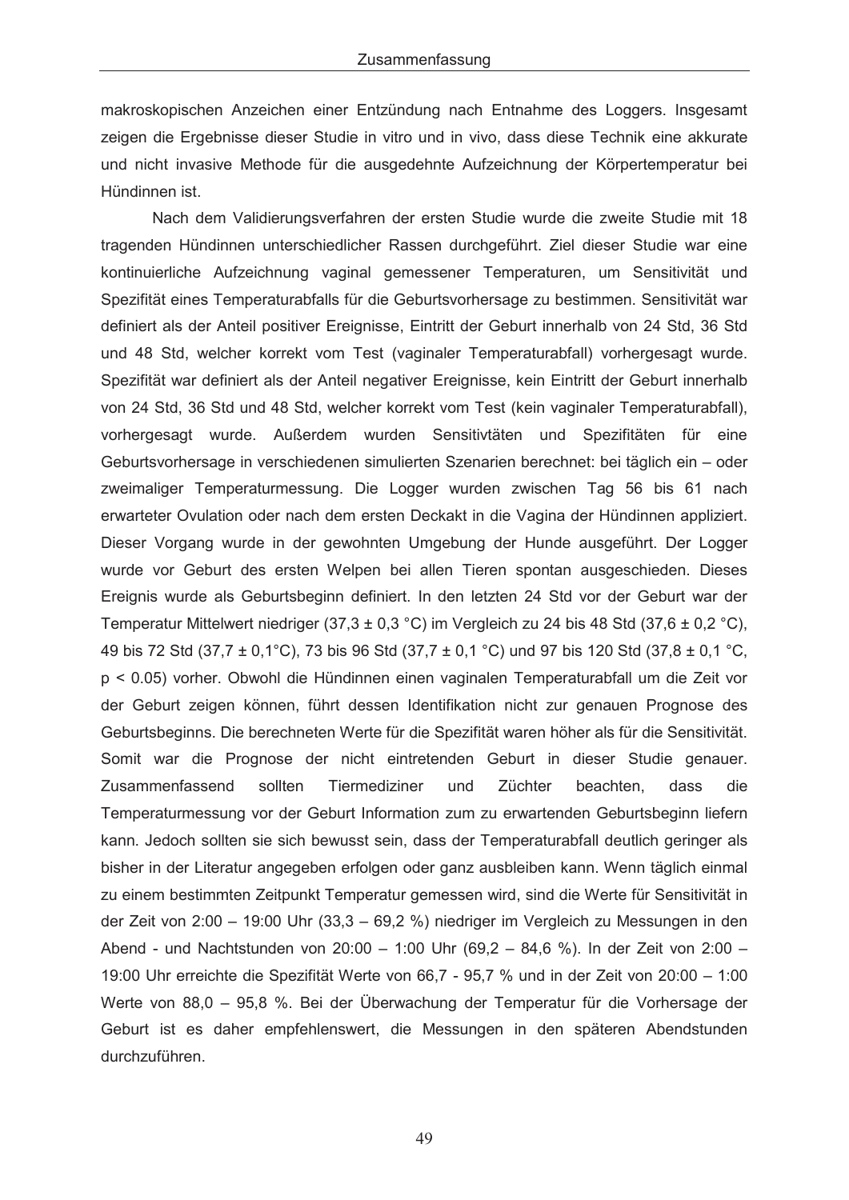makroskopischen Anzeichen einer Entzündung nach Entnahme des Loggers. Insgesamt zeigen die Ergebnisse dieser Studie in vitro und in vivo, dass diese Technik eine akkurate und nicht invasive Methode für die ausgedehnte Aufzeichnung der Körpertemperatur bei Hündinnen ist.

Nach dem Validierungsverfahren der ersten Studie wurde die zweite Studie mit 18 tragenden Hündinnen unterschiedlicher Rassen durchgeführt. Ziel dieser Studie war eine kontinuierliche Aufzeichnung vaginal gemessener Temperaturen, um Sensitivität und Spezifität eines Temperaturabfalls für die Geburtsvorhersage zu bestimmen. Sensitivität war definiert als der Anteil positiver Ereignisse, Eintritt der Geburt innerhalb von 24 Std, 36 Std und 48 Std, welcher korrekt vom Test (vaginaler Temperaturabfall) vorhergesagt wurde. Spezifität war definiert als der Anteil negativer Ereignisse, kein Eintritt der Geburt innerhalb von 24 Std, 36 Std und 48 Std, welcher korrekt vom Test (kein vaginaler Temperaturabfall), vorhergesagt wurde. Außerdem wurden Sensitivtäten und Spezifitäten für eine Geburtsvorhersage in verschiedenen simulierten Szenarien berechnet: bei täglich ein – oder zweimaliger Temperaturmessung. Die Logger wurden zwischen Tag 56 bis 61 nach erwarteter Ovulation oder nach dem ersten Deckakt in die Vagina der Hündinnen appliziert. Dieser Vorgang wurde in der gewohnten Umgebung der Hunde ausgeführt. Der Logger wurde vor Geburt des ersten Welpen bei allen Tieren spontan ausgeschieden. Dieses Ereignis wurde als Geburtsbeginn definiert. In den letzten 24 Std vor der Geburt war der Temperatur Mittelwert niedriger (37,3 ± 0,3 °C) im Vergleich zu 24 bis 48 Std (37,6 ± 0,2 °C), 49 bis 72 Std (37,7 ± 0,1°C), 73 bis 96 Std (37,7 ± 0,1 °C) und 97 bis 120 Std (37,8 ± 0,1 °C, $p < 0.05$) vorher. Obwohl die Hündinnen einen vaginalen Temperaturabfall um die Zeit vor der Geburt zeigen können, führt dessen Identifikation nicht zur genauen Prognose des Geburtsbeginns. Die berechneten Werte für die Spezifität waren höher als für die Sensitivität. Somit war die Prognose der nicht eintretenden Geburt in dieser Studie genauer. Zusammenfassend sollten Tiermediziner und Züchter beachten, dass die Temperaturmessung vor der Geburt Information zum zu erwartenden Geburtsbeginn liefern kann. Jedoch sollten sie sich bewusst sein, dass der Temperaturabfall deutlich geringer als bisher in der Literatur angegeben erfolgen oder ganz ausbleiben kann. Wenn täglich einmal zu einem bestimmten Zeitpunkt Temperatur gemessen wird, sind die Werte für Sensitivität in der Zeit von 2:00 – 19:00 Uhr (33,3 – 69,2 %) niedriger im Vergleich zu Messungen in den Abend - und Nachtstunden von 20:00 – 1:00 Uhr (69,2 – 84,6 %). In der Zeit von 2:00 – 19:00 Uhr erreichte die Spezifität Werte von 66,7 - 95,7 % und in der Zeit von 20:00 – 1:00 Werte von 88,0 – 95,8 %. Bei der Überwachung der Temperatur für die Vorhersage der Geburt ist es daher empfehlenswert, die Messungen in den späteren Abendstunden durchzuführen.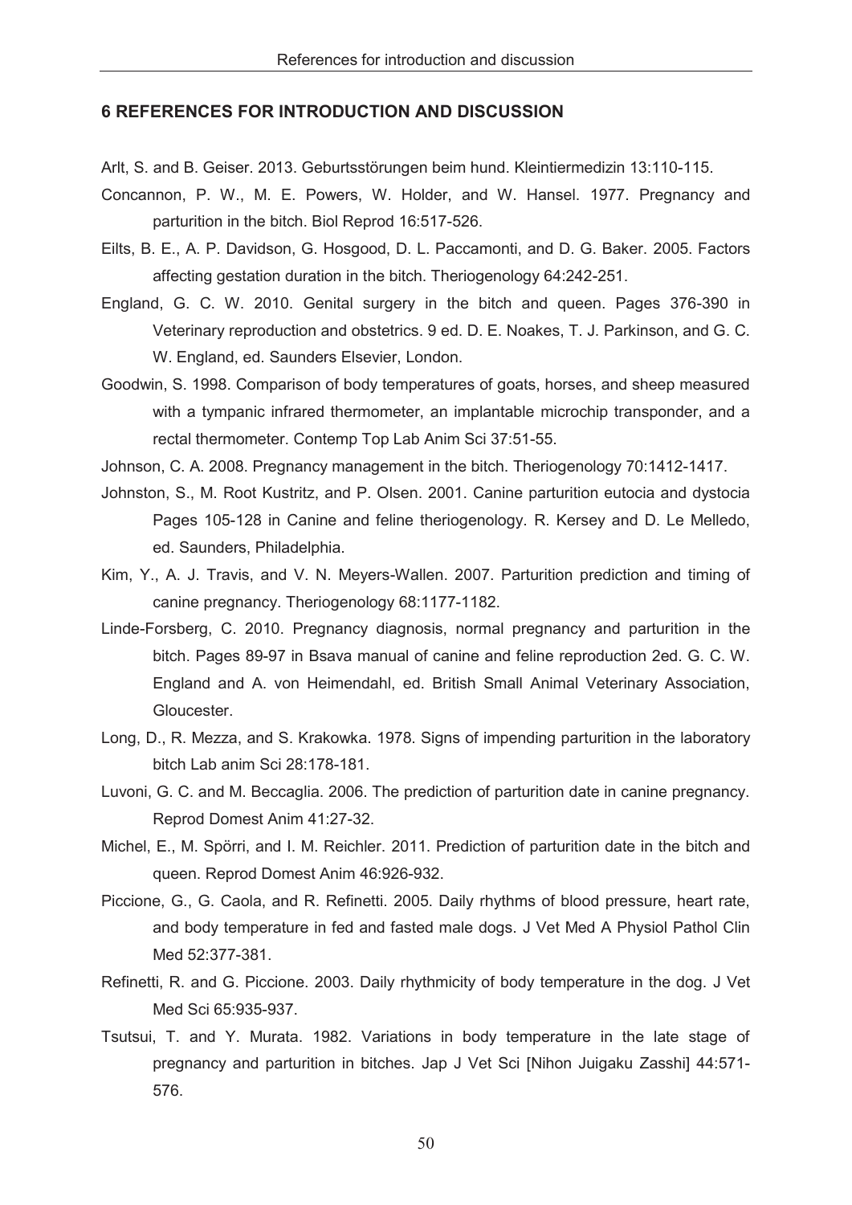## 6 REFERENCES FOR INTRODUCTION AND DISCUSSION

Arlt, S. and B. Geiser. 2013. Geburtsstörungen beim hund. Kleintiermedizin 13:110-115.

Concannon, P. W., M. E. Powers, W. Holder, and W. Hansel. 1977. Pregnancy and parturition in the bitch. Biol Reprod 16:517-526.

Eilts, B. E., A. P. Davidson, G. Hosgood, D. L. Paccamonti, and D. G. Baker. 2005. Factors affecting gestation duration in the bitch. Theriogenology 64:242-251.

England, G. C. W. 2010. Genital surgery in the bitch and queen. Pages 376-390 in Veterinary reproduction and obstetrics. 9 ed. D. E. Noakes, T. J. Parkinson, and G. C. W. England, ed. Saunders Elsevier, London.

Goodwin, S. 1998. Comparison of body temperatures of goats, horses, and sheep measured with a tympanic infrared thermometer, an implantable microchip transponder, and a rectal thermometer. Contemp Top Lab Anim Sci 37:51-55.

Johnson, C. A. 2008. Pregnancy management in the bitch. Theriogenology 70:1412-1417.

Johnston, S., M. Root Kustritz, and P. Olsen. 2001. Canine parturition eutocia and dystocia Pages 105-128 in Canine and feline theriogenology. R. Kersey and D. Le Melledo, ed. Saunders, Philadelphia.

Kim, Y., A. J. Travis, and V. N. Meyers-Wallen. 2007. Parturition prediction and timing of canine pregnancy. Theriogenology 68:1177-1182.

Linde-Forsberg, C. 2010. Pregnancy diagnosis, normal pregnancy and parturition in the bitch. Pages 89-97 in Bsava manual of canine and feline reproduction 2ed. G. C. W. England and A. von Heimendahl, ed. British Small Animal Veterinary Association, Gloucester.

Long, D., R. Mezza, and S. Krakowka. 1978. Signs of impending parturition in the laboratory bitch Lab anim Sci 28:178-181.

Luvoni, G. C. and M. Beccaglia. 2006. The prediction of parturition date in canine pregnancy. Reprod Domest Anim 41:27-32.

Michel, E., M. Spörri, and I. M. Reichler. 2011. Prediction of parturition date in the bitch and queen. Reprod Domest Anim 46:926-932.

Piccione, G., G. Caola, and R. Refinetti. 2005. Daily rhythms of blood pressure, heart rate, and body temperature in fed and fasted male dogs. J Vet Med A Physiol Pathol Clin Med 52:377-381.

Refinetti, R. and G. Piccione. 2003. Daily rhythmicity of body temperature in the dog. J Vet Med Sci 65:935-937.

Tsutsui, T. and Y. Murata. 1982. Variations in body temperature in the late stage of pregnancy and parturition in bitches. Jap J Vet Sci [Nihon Juigaku Zasshi] 44:571-576.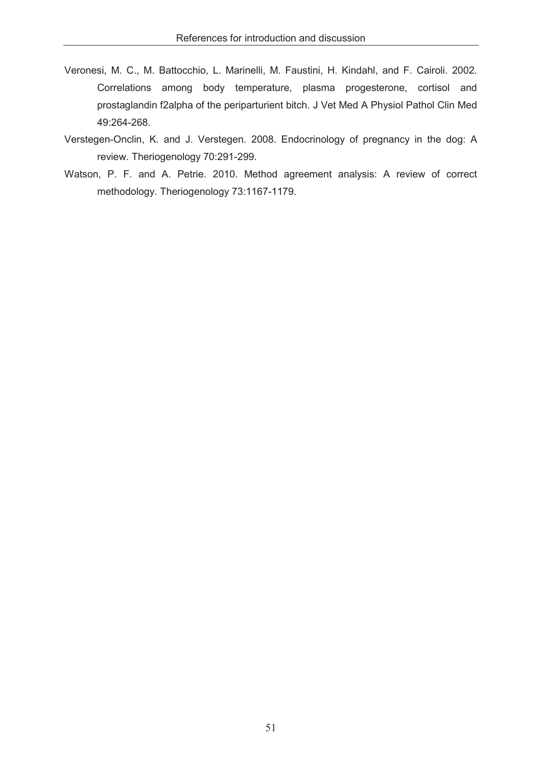Veronesi, M. C., M. Battocchio, L. Marinelli, M. Faustini, H. Kindahl, and F. Cairoli. 2002. Correlations among body temperature, plasma progesterone, cortisol and prostaglandin f2alpha of the periparturient bitch. J Vet Med A Physiol Pathol Clin Med 49:264-268.

Verstegen-Onclin, K. and J. Verstegen. 2008. Endocrinology of pregnancy in the dog: A review. Theriogenology 70:291-299.

Watson, P. F. and A. Petrie. 2010. Method agreement analysis: A review of correct methodology. Theriogenology 73:1167-1179.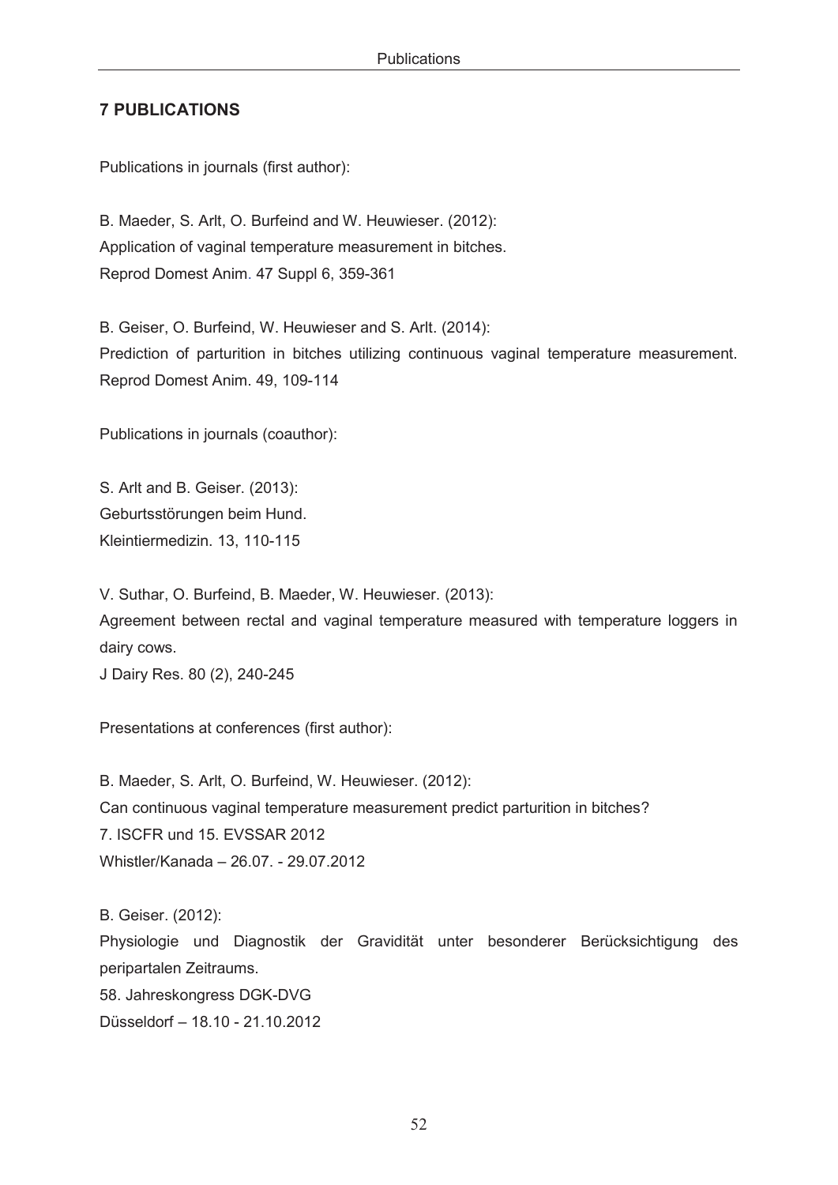## 7 PUBLICATIONS

Publications in journals (first author):

B. Maeder, S. Arlt, O. Burfeind and W. Heuwieser. (2012):
Application of vaginal temperature measurement in bitches.
Reprod Domest Anim. 47 Suppl 6, 359-361

B. Geiser, O. Burfeind, W. Heuwieser and S. Arlt. (2014):
Prediction of parturition in bitches utilizing continuous vaginal temperature measurement.
Reprod Domest Anim. 49, 109-114

Publications in journals (coauthor):

S. Arlt and B. Geiser. (2013):
Geburtsstörungen beim Hund.
Kleintiermedizin. 13, 110-115

V. Suthar, O. Burfeind, B. Maeder, W. Heuwieser. (2013):
Agreement between rectal and vaginal temperature measured with temperature loggers in dairy cows.
J Dairy Res. 80 (2), 240-245

Presentations at conferences (first author):

B. Maeder, S. Arlt, O. Burfeind, W. Heuwieser. (2012):
Can continuous vaginal temperature measurement predict parturition in bitches?
7. ISCFR und 15. EVSSAR 2012
Whistler/Kanada – 26.07. - 29.07.2012

B. Geiser. (2012):
Physiologie und Diagnostik der Gravidität unter besonderer Berücksichtigung des peripartalen Zeitraums.
58. Jahreskongress DGK-DVG
Düsseldorf – 18.10 - 21.10.2012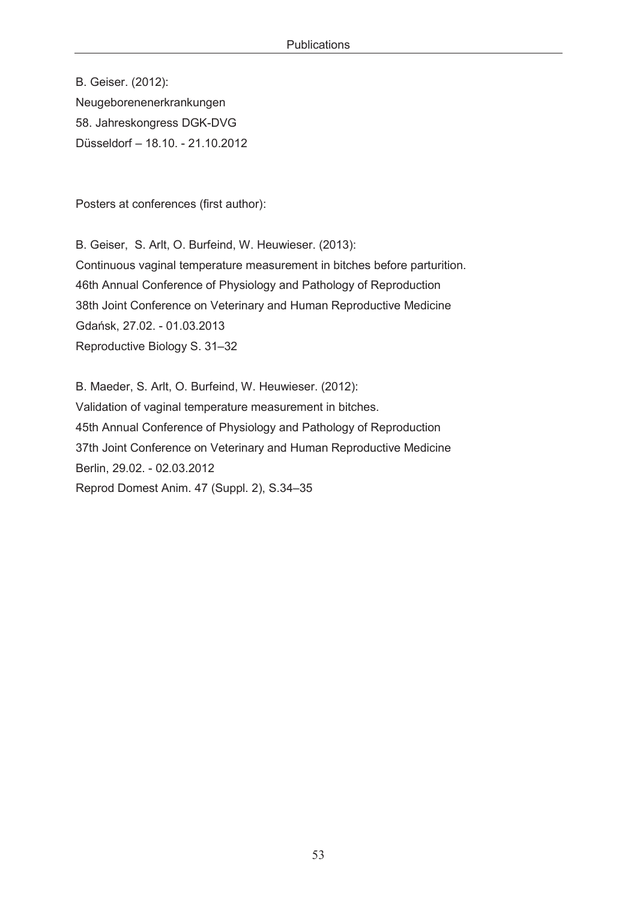B. Geiser. (2012):  
Neugeborenenerkrankungen  
58. Jahreskongress DGK-DVG  
Düsseldorf – 18.10. - 21.10.2012

Posters at conferences (first author):

B. Geiser, S. Arlt, O. Burfeind, W. Heuwieser. (2013):  
Continuous vaginal temperature measurement in bitches before parturition.  
46th Annual Conference of Physiology and Pathology of Reproduction  
38th Joint Conference on Veterinary and Human Reproductive Medicine  
Gdańsk, 27.02. - 01.03.2013  
Reproductive Biology S. 31–32

B. Maeder, S. Arlt, O. Burfeind, W. Heuwieser. (2012):  
Validation of vaginal temperature measurement in bitches.  
45th Annual Conference of Physiology and Pathology of Reproduction  
37th Joint Conference on Veterinary and Human Reproductive Medicine  
Berlin, 29.02. - 02.03.2012  
Reprod Domest Anim. 47 (Suppl. 2), S.34–35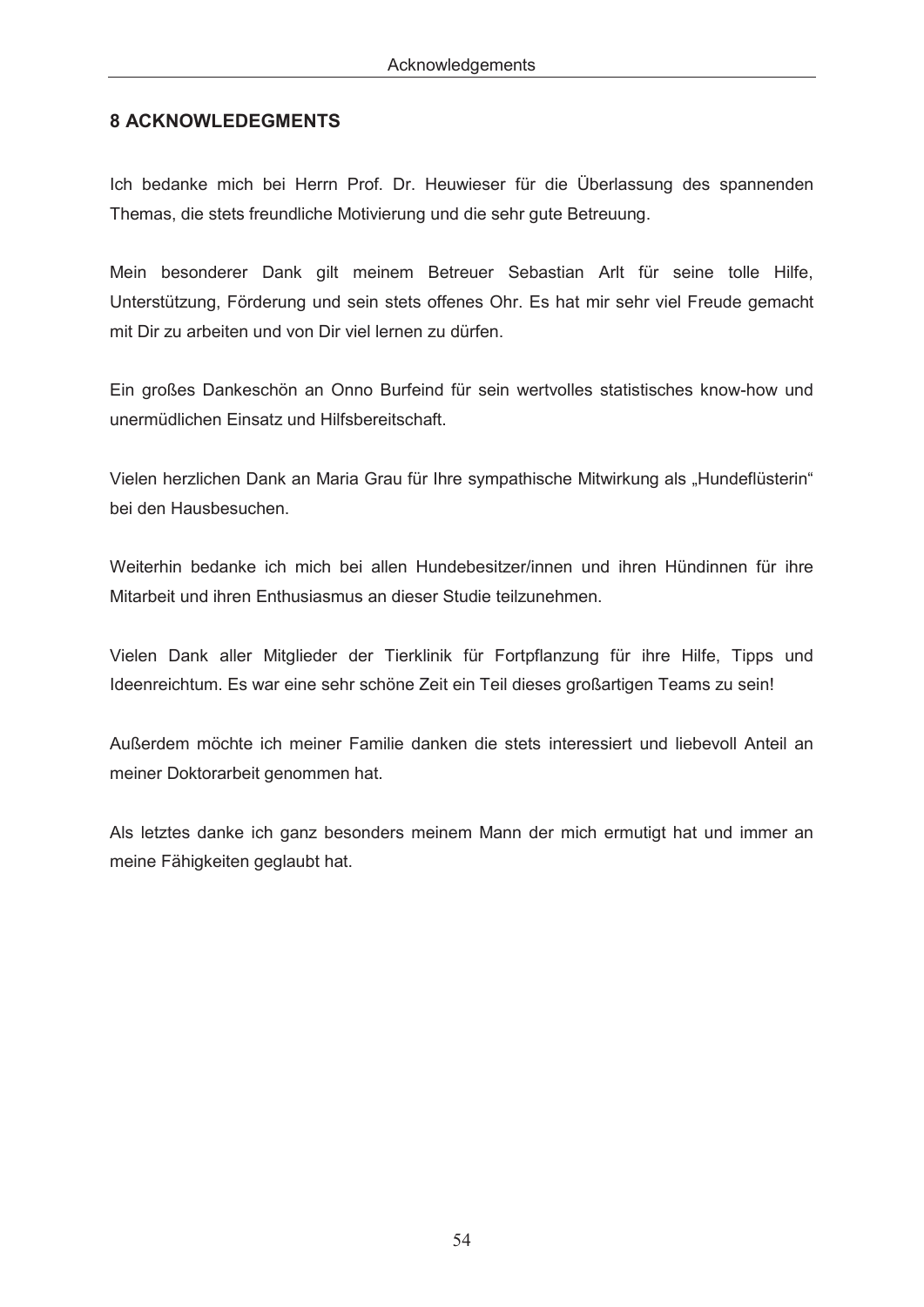## 8 ACKNOWLEDEGMENTS

Ich bedanke mich bei Herrn Prof. Dr. Heuwieser für die Überlassung des spannenden Themas, die stets freundliche Motivierung und die sehr gute Betreuung.

Mein besonderer Dank gilt meinem Betreuer Sebastian Arlt für seine tolle Hilfe, Unterstützung, Förderung und sein stets offenes Ohr. Es hat mir sehr viel Freude gemacht mit Dir zu arbeiten und von Dir viel lernen zu dürfen.

Ein großes Dankeschön an Onno Burfeind für sein wertvolles statistisches know-how und unermüdlichen Einsatz und Hilfsbereitschaft.

Vielen herzlichen Dank an Maria Grau für Ihre sympathische Mitwirkung als „Hundeflüsterin" bei den Hausbesuchen.

Weiterhin bedanke ich mich bei allen Hundebesitzer/innen und ihren Hündinnen für ihre Mitarbeit und ihren Enthusiasmus an dieser Studie teilzunehmen.

Vielen Dank aller Mitglieder der Tierklinik für Fortpflanzung für ihre Hilfe, Tipps und Ideenreichtum. Es war eine sehr schöne Zeit ein Teil dieses großartigen Teams zu sein!

Außerdem möchte ich meiner Familie danken die stets interessiert und liebevoll Anteil an meiner Doktorarbeit genommen hat.

Als letztes danke ich ganz besonders meinem Mann der mich ermutigt hat und immer an meine Fähigkeiten geglaubt hat.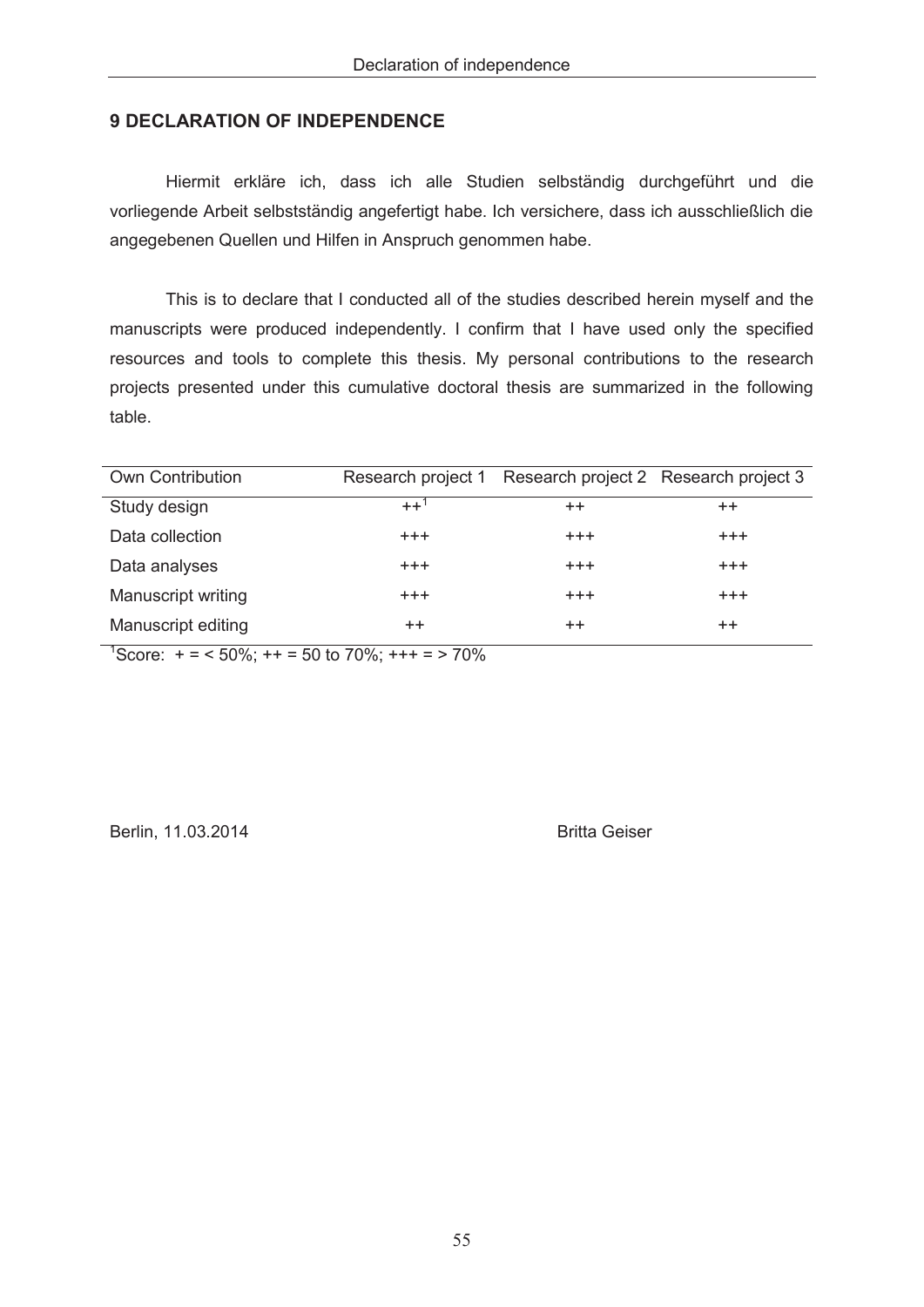## 9 DECLARATION OF INDEPENDENCE

Hiermit erkläre ich, dass ich alle Studien selbständig durchgeführt und die vorliegende Arbeit selbstständig angefertigt habe. Ich versichere, dass ich ausschließlich die angegebenen Quellen und Hilfen in Anspruch genommen habe.

This is to declare that I conducted all of the studies described herein myself and the manuscripts were produced independently. I confirm that I have used only the specified resources and tools to complete this thesis. My personal contributions to the research projects presented under this cumulative doctoral thesis are summarized in the following table.

| Own Contribution | Research project 1 | Research project 2 | Research project 3 |
|---|---|---|---|
| Study design | ++[1] | ++ | ++ |
| Data collection | +++ | +++ | +++ |
| Data analyses | +++ | +++ | +++ |
| Manuscript writing | +++ | +++ | +++ |
| Manuscript editing | ++ | ++ | ++ |

[1]Score: + = < 50%; ++ = 50 to 70%; +++ = > 70%

Berlin, 11.03.2014

Britta Geiser